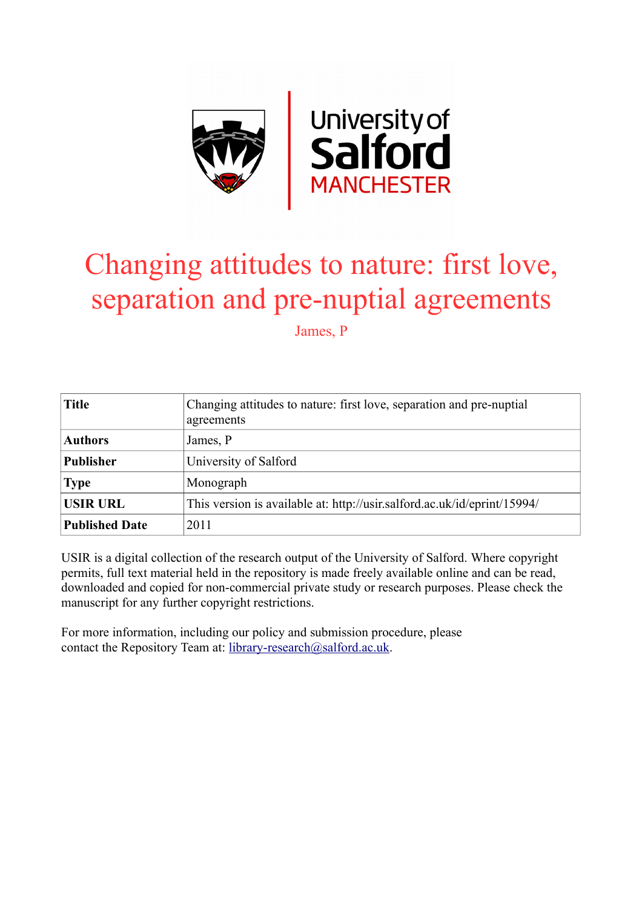# Changing attitudes to nature: first love, separation and pre-nuptial agreements

James, P

| Title | Changing attitudes to nature: first love, separation and pre-nuptial agreements |
|---|---|
| Authors | James, P |
| Publisher | University of Salford |
| Type | Monograph |
| USIR URL | This version is available at: http://usir.salford.ac.uk/id/eprint/15994/ |
| Published Date | 2011 |

USIR is a digital collection of the research output of the University of Salford. Where copyright permits, full text material held in the repository is made freely available online and can be read, downloaded and copied for non-commercial private study or research purposes. Please check the manuscript for any further copyright restrictions.

For more information, including our policy and submission procedure, please contact the Repository Team at: library-research@salford.ac.uk.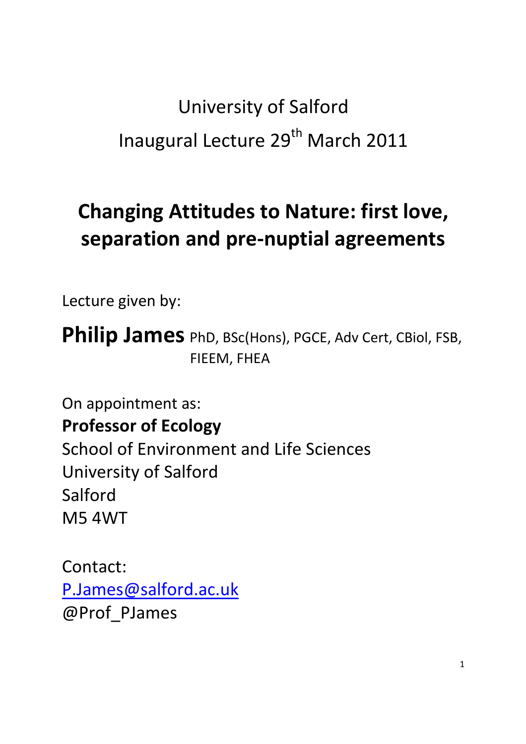University of Salford

Inaugural Lecture 29th March 2011

# Changing Attitudes to Nature: first love, separation and pre-nuptial agreements

Lecture given by:

**Philip James** PhD, BSc(Hons), PGCE, Adv Cert, CBiol, FSB, FIEEM, FHEA

On appointment as:

**Professor of Ecology**

School of Environment and Life Sciences

University of Salford

Salford

M5 4WT

Contact:

P.James@salford.ac.uk

@Prof_PJames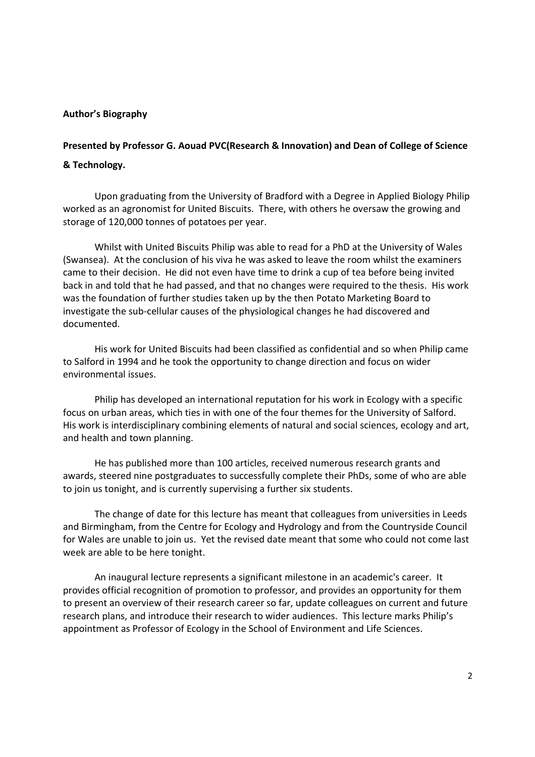**Author's Biography**

**Presented by Professor G. Aouad PVC(Research & Innovation) and Dean of College of Science & Technology.**

Upon graduating from the University of Bradford with a Degree in Applied Biology Philip worked as an agronomist for United Biscuits. There, with others he oversaw the growing and storage of 120,000 tonnes of potatoes per year.

Whilst with United Biscuits Philip was able to read for a PhD at the University of Wales (Swansea). At the conclusion of his viva he was asked to leave the room whilst the examiners came to their decision. He did not even have time to drink a cup of tea before being invited back in and told that he had passed, and that no changes were required to the thesis. His work was the foundation of further studies taken up by the then Potato Marketing Board to investigate the sub-cellular causes of the physiological changes he had discovered and documented.

His work for United Biscuits had been classified as confidential and so when Philip came to Salford in 1994 and he took the opportunity to change direction and focus on wider environmental issues.

Philip has developed an international reputation for his work in Ecology with a specific focus on urban areas, which ties in with one of the four themes for the University of Salford. His work is interdisciplinary combining elements of natural and social sciences, ecology and art, and health and town planning.

He has published more than 100 articles, received numerous research grants and awards, steered nine postgraduates to successfully complete their PhDs, some of who are able to join us tonight, and is currently supervising a further six students.

The change of date for this lecture has meant that colleagues from universities in Leeds and Birmingham, from the Centre for Ecology and Hydrology and from the Countryside Council for Wales are unable to join us. Yet the revised date meant that some who could not come last week are able to be here tonight.

An inaugural lecture represents a significant milestone in an academic's career. It provides official recognition of promotion to professor, and provides an opportunity for them to present an overview of their research career so far, update colleagues on current and future research plans, and introduce their research to wider audiences. This lecture marks Philip's appointment as Professor of Ecology in the School of Environment and Life Sciences.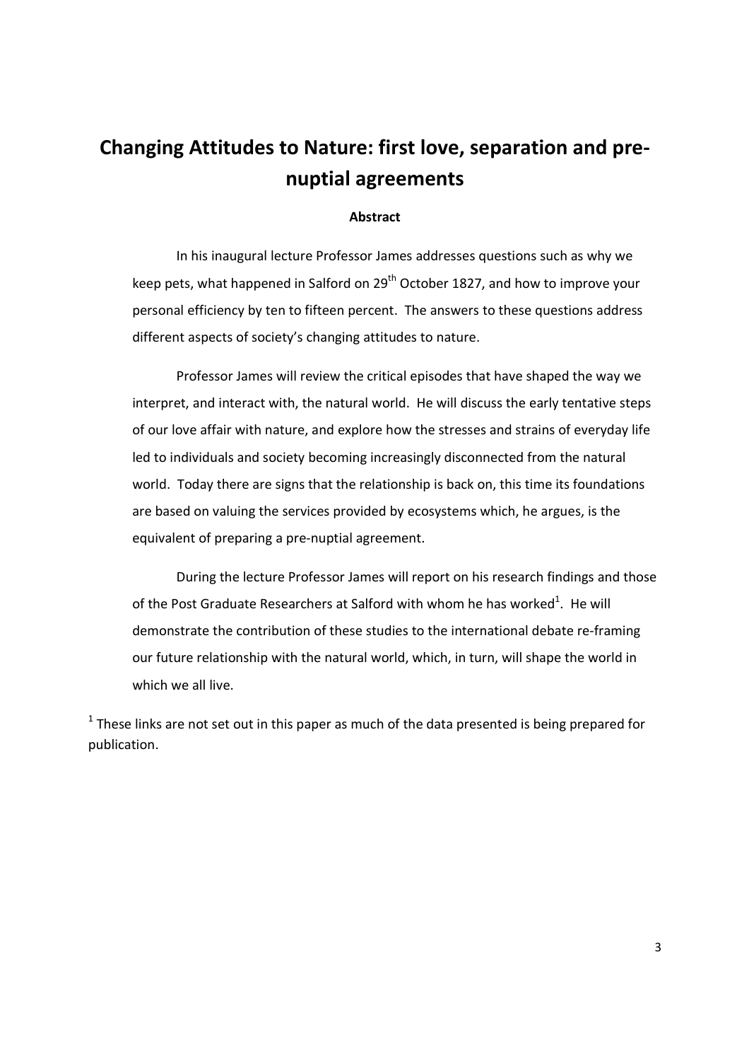# Changing Attitudes to Nature: first love, separation and pre-nuptial agreements

**Abstract**

In his inaugural lecture Professor James addresses questions such as why we keep pets, what happened in Salford on 29th October 1827, and how to improve your personal efficiency by ten to fifteen percent. The answers to these questions address different aspects of society's changing attitudes to nature.

Professor James will review the critical episodes that have shaped the way we interpret, and interact with, the natural world. He will discuss the early tentative steps of our love affair with nature, and explore how the stresses and strains of everyday life led to individuals and society becoming increasingly disconnected from the natural world. Today there are signs that the relationship is back on, this time its foundations are based on valuing the services provided by ecosystems which, he argues, is the equivalent of preparing a pre-nuptial agreement.

During the lecture Professor James will report on his research findings and those of the Post Graduate Researchers at Salford with whom he has worked[1]. He will demonstrate the contribution of these studies to the international debate re-framing our future relationship with the natural world, which, in turn, will shape the world in which we all live.

[1] These links are not set out in this paper as much of the data presented is being prepared for publication.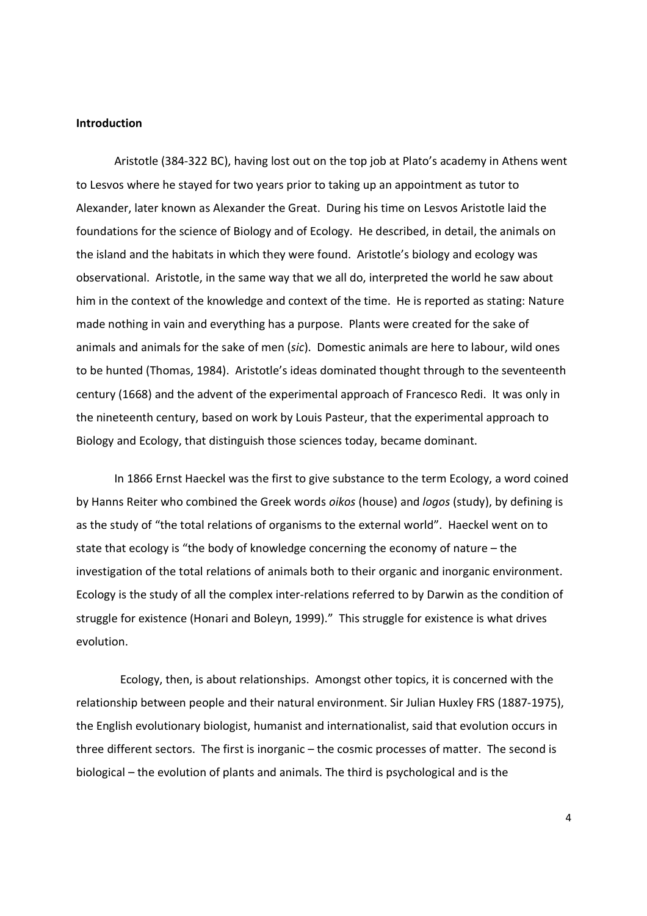**Introduction**

Aristotle (384-322 BC), having lost out on the top job at Plato's academy in Athens went to Lesvos where he stayed for two years prior to taking up an appointment as tutor to Alexander, later known as Alexander the Great. During his time on Lesvos Aristotle laid the foundations for the science of Biology and of Ecology. He described, in detail, the animals on the island and the habitats in which they were found. Aristotle's biology and ecology was observational. Aristotle, in the same way that we all do, interpreted the world he saw about him in the context of the knowledge and context of the time. He is reported as stating: Nature made nothing in vain and everything has a purpose. Plants were created for the sake of animals and animals for the sake of men (*sic*). Domestic animals are here to labour, wild ones to be hunted (Thomas, 1984). Aristotle's ideas dominated thought through to the seventeenth century (1668) and the advent of the experimental approach of Francesco Redi. It was only in the nineteenth century, based on work by Louis Pasteur, that the experimental approach to Biology and Ecology, that distinguish those sciences today, became dominant.

In 1866 Ernst Haeckel was the first to give substance to the term Ecology, a word coined by Hanns Reiter who combined the Greek words *oikos* (house) and *logos* (study), by defining is as the study of "the total relations of organisms to the external world". Haeckel went on to state that ecology is "the body of knowledge concerning the economy of nature – the investigation of the total relations of animals both to their organic and inorganic environment. Ecology is the study of all the complex inter-relations referred to by Darwin as the condition of struggle for existence (Honari and Boleyn, 1999)." This struggle for existence is what drives evolution.

Ecology, then, is about relationships. Amongst other topics, it is concerned with the relationship between people and their natural environment. Sir Julian Huxley FRS (1887-1975), the English evolutionary biologist, humanist and internationalist, said that evolution occurs in three different sectors. The first is inorganic – the cosmic processes of matter. The second is biological – the evolution of plants and animals. The third is psychological and is the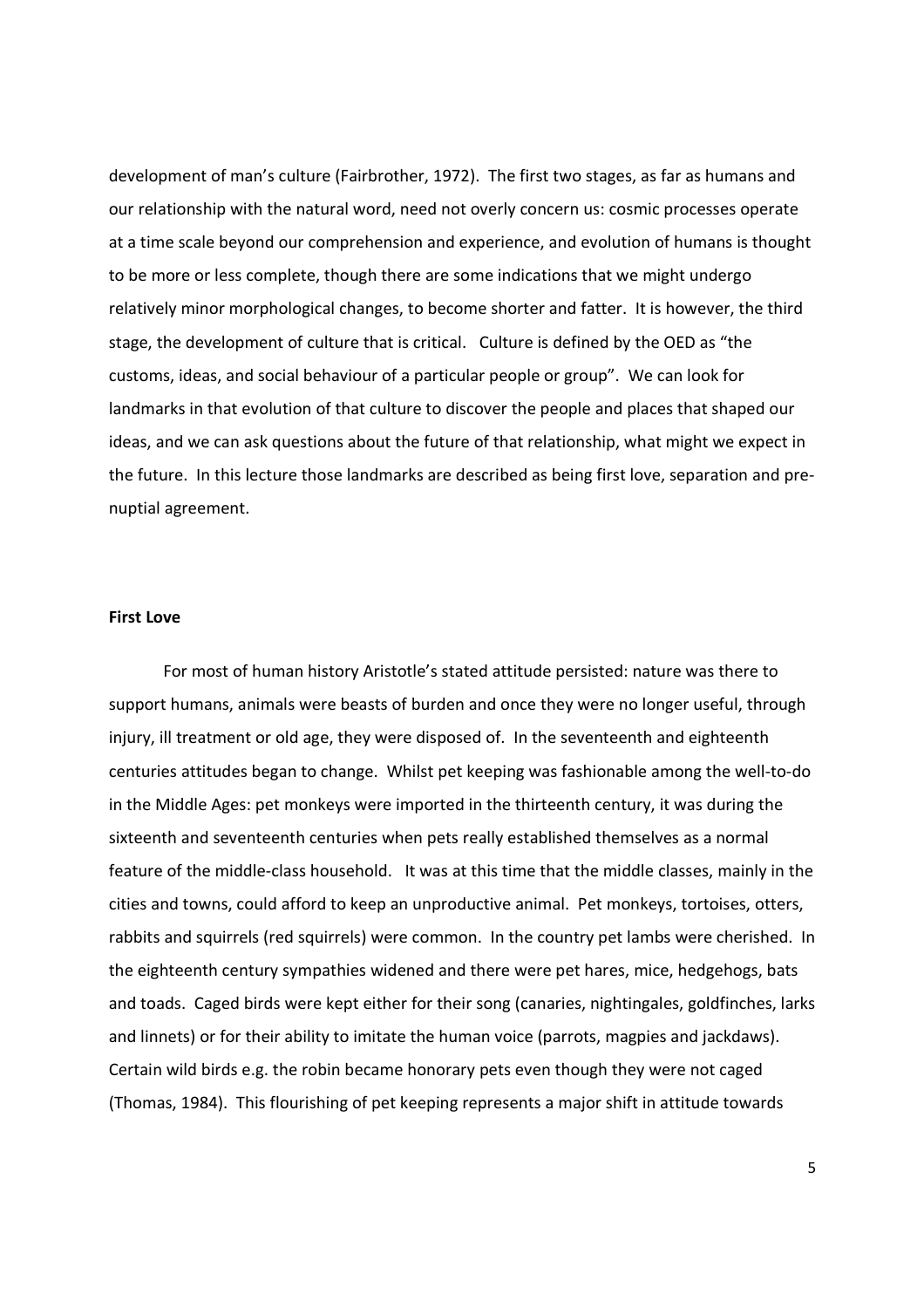development of man's culture (Fairbrother, 1972). The first two stages, as far as humans and our relationship with the natural word, need not overly concern us: cosmic processes operate at a time scale beyond our comprehension and experience, and evolution of humans is thought to be more or less complete, though there are some indications that we might undergo relatively minor morphological changes, to become shorter and fatter. It is however, the third stage, the development of culture that is critical. Culture is defined by the OED as "the customs, ideas, and social behaviour of a particular people or group". We can look for landmarks in that evolution of that culture to discover the people and places that shaped our ideas, and we can ask questions about the future of that relationship, what might we expect in the future. In this lecture those landmarks are described as being first love, separation and pre-nuptial agreement.

**First Love**

For most of human history Aristotle's stated attitude persisted: nature was there to support humans, animals were beasts of burden and once they were no longer useful, through injury, ill treatment or old age, they were disposed of. In the seventeenth and eighteenth centuries attitudes began to change. Whilst pet keeping was fashionable among the well-to-do in the Middle Ages: pet monkeys were imported in the thirteenth century, it was during the sixteenth and seventeenth centuries when pets really established themselves as a normal feature of the middle-class household. It was at this time that the middle classes, mainly in the cities and towns, could afford to keep an unproductive animal. Pet monkeys, tortoises, otters, rabbits and squirrels (red squirrels) were common. In the country pet lambs were cherished. In the eighteenth century sympathies widened and there were pet hares, mice, hedgehogs, bats and toads. Caged birds were kept either for their song (canaries, nightingales, goldfinches, larks and linnets) or for their ability to imitate the human voice (parrots, magpies and jackdaws). Certain wild birds e.g. the robin became honorary pets even though they were not caged (Thomas, 1984). This flourishing of pet keeping represents a major shift in attitude towards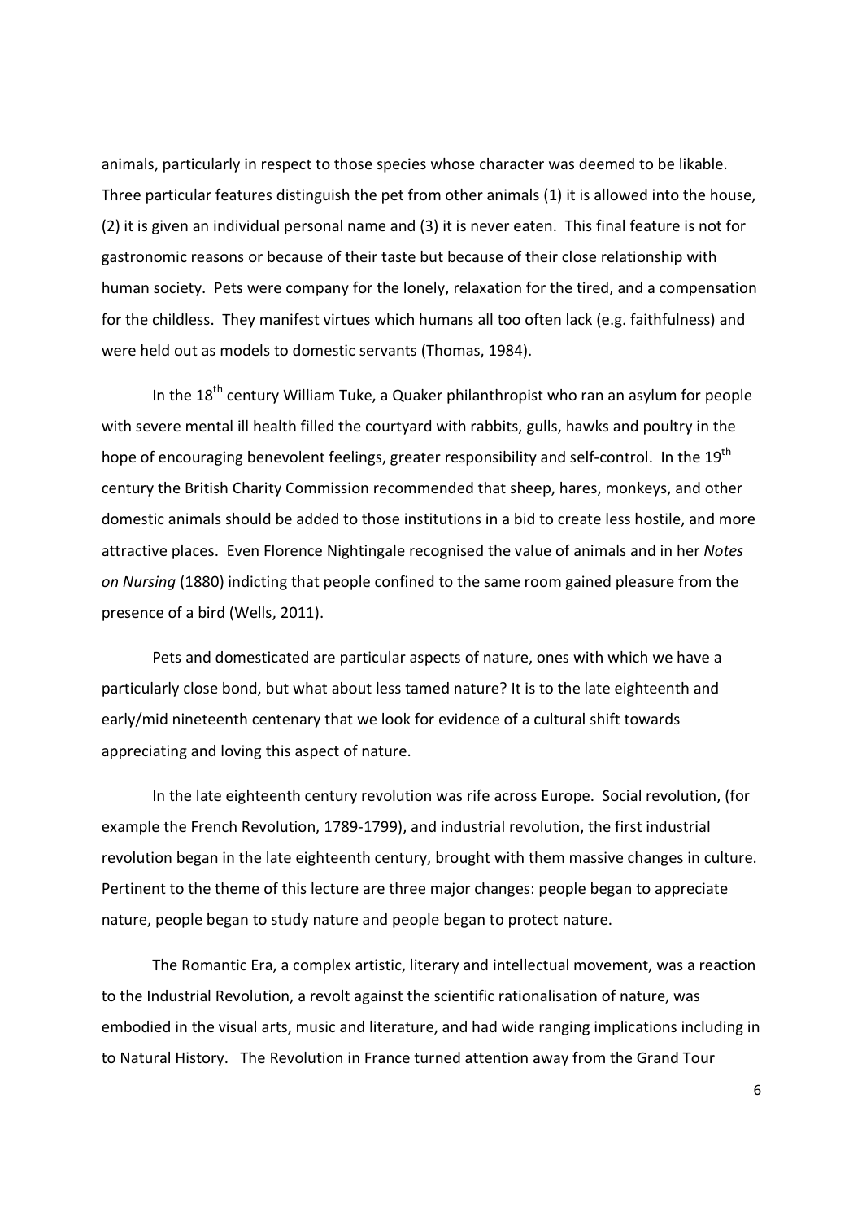animals, particularly in respect to those species whose character was deemed to be likable. Three particular features distinguish the pet from other animals (1) it is allowed into the house, (2) it is given an individual personal name and (3) it is never eaten. This final feature is not for gastronomic reasons or because of their taste but because of their close relationship with human society. Pets were company for the lonely, relaxation for the tired, and a compensation for the childless. They manifest virtues which humans all too often lack (e.g. faithfulness) and were held out as models to domestic servants (Thomas, 1984).

In the 18th century William Tuke, a Quaker philanthropist who ran an asylum for people with severe mental ill health filled the courtyard with rabbits, gulls, hawks and poultry in the hope of encouraging benevolent feelings, greater responsibility and self-control. In the 19th century the British Charity Commission recommended that sheep, hares, monkeys, and other domestic animals should be added to those institutions in a bid to create less hostile, and more attractive places. Even Florence Nightingale recognised the value of animals and in her *Notes on Nursing* (1880) indicting that people confined to the same room gained pleasure from the presence of a bird (Wells, 2011).

Pets and domesticated are particular aspects of nature, ones with which we have a particularly close bond, but what about less tamed nature? It is to the late eighteenth and early/mid nineteenth centenary that we look for evidence of a cultural shift towards appreciating and loving this aspect of nature.

In the late eighteenth century revolution was rife across Europe. Social revolution, (for example the French Revolution, 1789-1799), and industrial revolution, the first industrial revolution began in the late eighteenth century, brought with them massive changes in culture. Pertinent to the theme of this lecture are three major changes: people began to appreciate nature, people began to study nature and people began to protect nature.

The Romantic Era, a complex artistic, literary and intellectual movement, was a reaction to the Industrial Revolution, a revolt against the scientific rationalisation of nature, was embodied in the visual arts, music and literature, and had wide ranging implications including in to Natural History. The Revolution in France turned attention away from the Grand Tour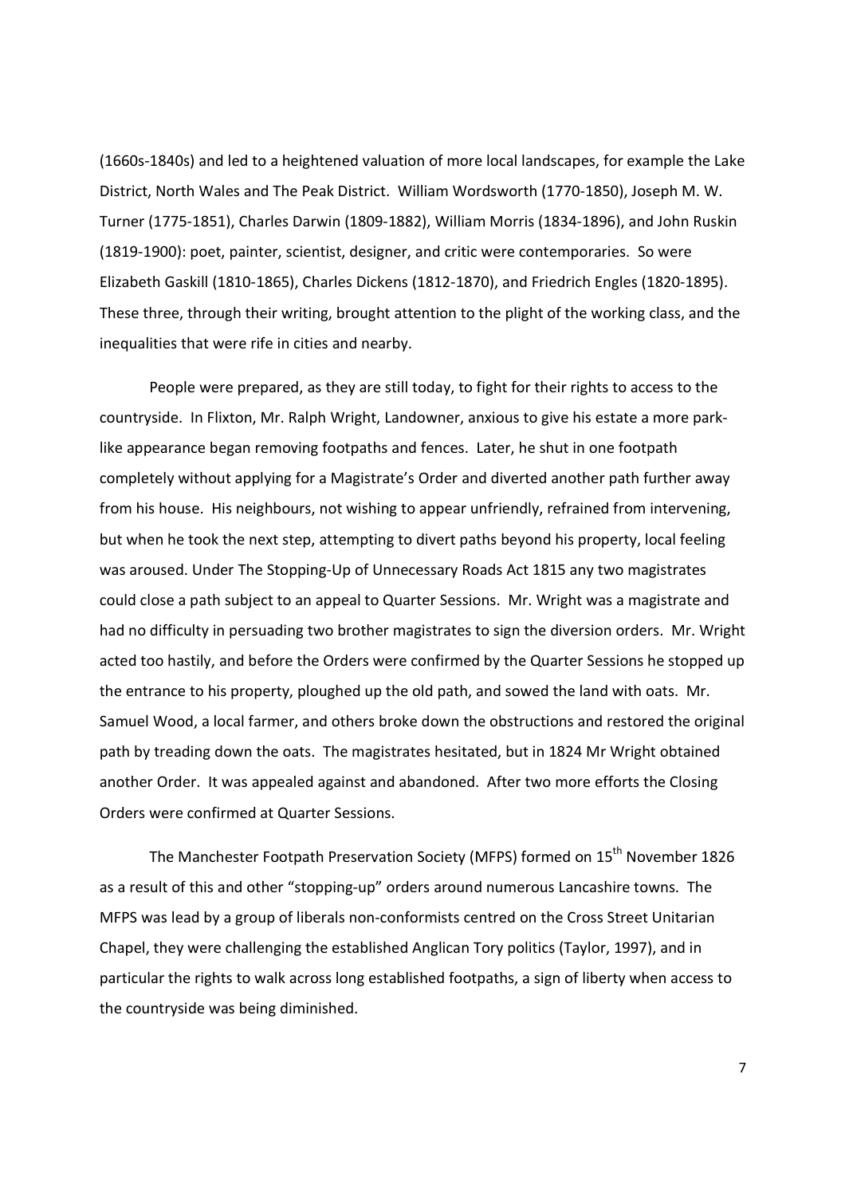(1660s-1840s) and led to a heightened valuation of more local landscapes, for example the Lake District, North Wales and The Peak District. William Wordsworth (1770-1850), Joseph M. W. Turner (1775-1851), Charles Darwin (1809-1882), William Morris (1834-1896), and John Ruskin (1819-1900): poet, painter, scientist, designer, and critic were contemporaries. So were Elizabeth Gaskill (1810-1865), Charles Dickens (1812-1870), and Friedrich Engles (1820-1895). These three, through their writing, brought attention to the plight of the working class, and the inequalities that were rife in cities and nearby.

People were prepared, as they are still today, to fight for their rights to access to the countryside. In Flixton, Mr. Ralph Wright, Landowner, anxious to give his estate a more park-like appearance began removing footpaths and fences. Later, he shut in one footpath completely without applying for a Magistrate's Order and diverted another path further away from his house. His neighbours, not wishing to appear unfriendly, refrained from intervening, but when he took the next step, attempting to divert paths beyond his property, local feeling was aroused. Under The Stopping-Up of Unnecessary Roads Act 1815 any two magistrates could close a path subject to an appeal to Quarter Sessions. Mr. Wright was a magistrate and had no difficulty in persuading two brother magistrates to sign the diversion orders. Mr. Wright acted too hastily, and before the Orders were confirmed by the Quarter Sessions he stopped up the entrance to his property, ploughed up the old path, and sowed the land with oats. Mr. Samuel Wood, a local farmer, and others broke down the obstructions and restored the original path by treading down the oats. The magistrates hesitated, but in 1824 Mr Wright obtained another Order. It was appealed against and abandoned. After two more efforts the Closing Orders were confirmed at Quarter Sessions.

The Manchester Footpath Preservation Society (MFPS) formed on 15th November 1826 as a result of this and other "stopping-up" orders around numerous Lancashire towns. The MFPS was lead by a group of liberals non-conformists centred on the Cross Street Unitarian Chapel, they were challenging the established Anglican Tory politics (Taylor, 1997), and in particular the rights to walk across long established footpaths, a sign of liberty when access to the countryside was being diminished.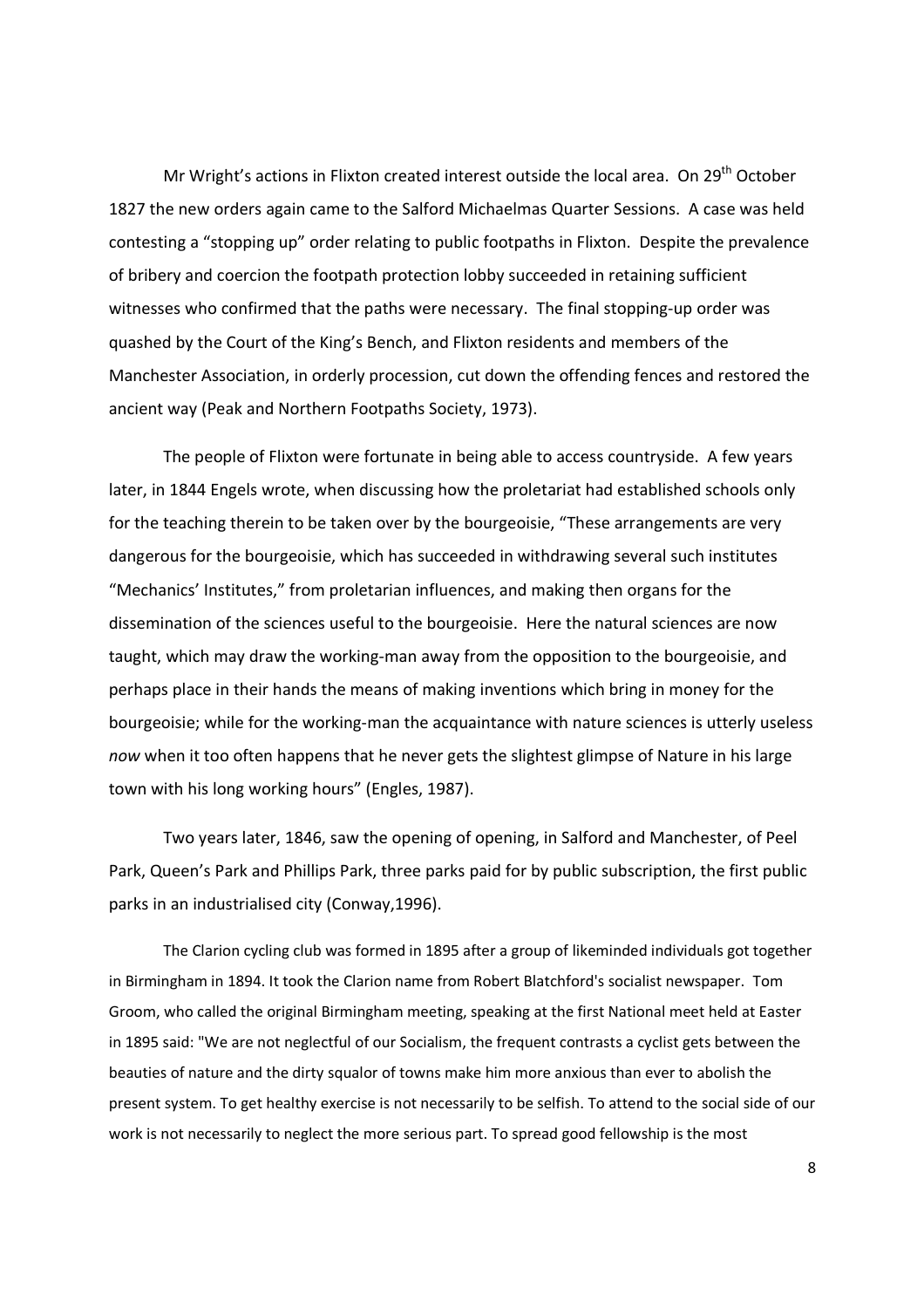Mr Wright's actions in Flixton created interest outside the local area. On 29th October 1827 the new orders again came to the Salford Michaelmas Quarter Sessions. A case was held contesting a "stopping up" order relating to public footpaths in Flixton. Despite the prevalence of bribery and coercion the footpath protection lobby succeeded in retaining sufficient witnesses who confirmed that the paths were necessary. The final stopping-up order was quashed by the Court of the King's Bench, and Flixton residents and members of the Manchester Association, in orderly procession, cut down the offending fences and restored the ancient way (Peak and Northern Footpaths Society, 1973).

The people of Flixton were fortunate in being able to access countryside. A few years later, in 1844 Engels wrote, when discussing how the proletariat had established schools only for the teaching therein to be taken over by the bourgeoisie, "These arrangements are very dangerous for the bourgeoisie, which has succeeded in withdrawing several such institutes "Mechanics' Institutes," from proletarian influences, and making then organs for the dissemination of the sciences useful to the bourgeoisie. Here the natural sciences are now taught, which may draw the working-man away from the opposition to the bourgeoisie, and perhaps place in their hands the means of making inventions which bring in money for the bourgeoisie; while for the working-man the acquaintance with nature sciences is utterly useless *now* when it too often happens that he never gets the slightest glimpse of Nature in his large town with his long working hours" (Engles, 1987).

Two years later, 1846, saw the opening of opening, in Salford and Manchester, of Peel Park, Queen's Park and Phillips Park, three parks paid for by public subscription, the first public parks in an industrialised city (Conway,1996).

The Clarion cycling club was formed in 1895 after a group of likeminded individuals got together in Birmingham in 1894. It took the Clarion name from Robert Blatchford's socialist newspaper. Tom Groom, who called the original Birmingham meeting, speaking at the first National meet held at Easter in 1895 said: "We are not neglectful of our Socialism, the frequent contrasts a cyclist gets between the beauties of nature and the dirty squalor of towns make him more anxious than ever to abolish the present system. To get healthy exercise is not necessarily to be selfish. To attend to the social side of our work is not necessarily to neglect the more serious part. To spread good fellowship is the most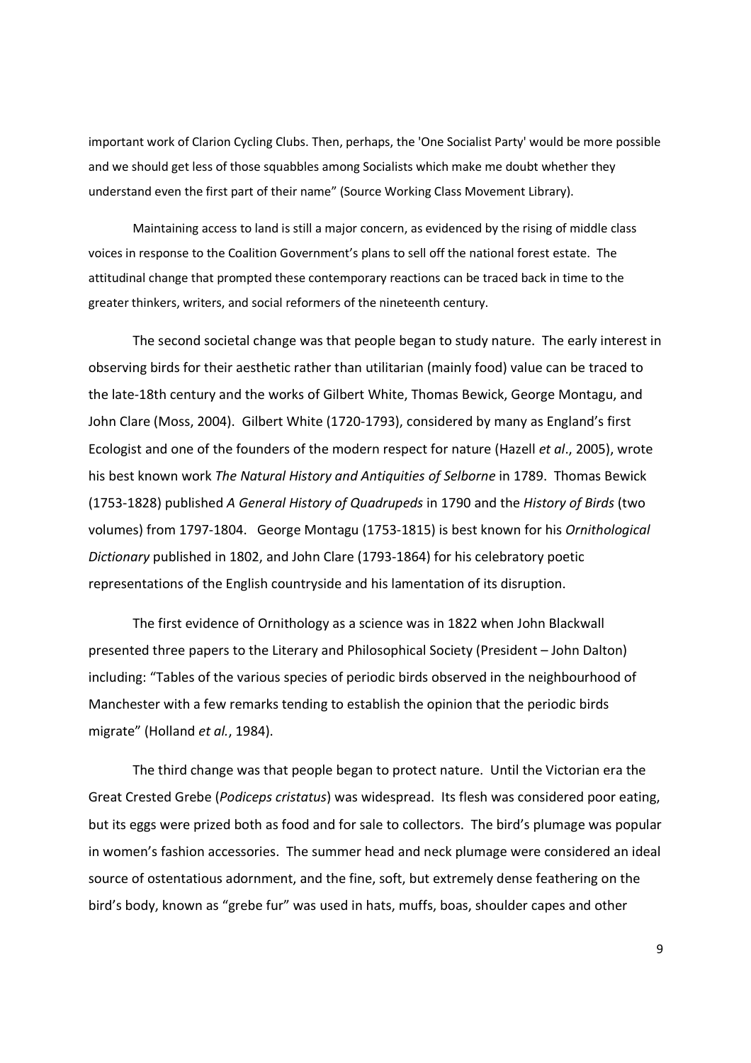important work of Clarion Cycling Clubs. Then, perhaps, the 'One Socialist Party' would be more possible and we should get less of those squabbles among Socialists which make me doubt whether they understand even the first part of their name" (Source Working Class Movement Library).

Maintaining access to land is still a major concern, as evidenced by the rising of middle class voices in response to the Coalition Government's plans to sell off the national forest estate. The attitudinal change that prompted these contemporary reactions can be traced back in time to the greater thinkers, writers, and social reformers of the nineteenth century.

The second societal change was that people began to study nature. The early interest in observing birds for their aesthetic rather than utilitarian (mainly food) value can be traced to the late-18th century and the works of Gilbert White, Thomas Bewick, George Montagu, and John Clare (Moss, 2004). Gilbert White (1720-1793), considered by many as England's first Ecologist and one of the founders of the modern respect for nature (Hazell *et al*., 2005), wrote his best known work *The Natural History and Antiquities of Selborne* in 1789. Thomas Bewick (1753-1828) published *A General History of Quadrupeds* in 1790 and the *History of Birds* (two volumes) from 1797-1804. George Montagu (1753-1815) is best known for his *Ornithological Dictionary* published in 1802, and John Clare (1793-1864) for his celebratory poetic representations of the English countryside and his lamentation of its disruption.

The first evidence of Ornithology as a science was in 1822 when John Blackwall presented three papers to the Literary and Philosophical Society (President – John Dalton) including: "Tables of the various species of periodic birds observed in the neighbourhood of Manchester with a few remarks tending to establish the opinion that the periodic birds migrate" (Holland *et al.*, 1984).

The third change was that people began to protect nature. Until the Victorian era the Great Crested Grebe (*Podiceps cristatus*) was widespread. Its flesh was considered poor eating, but its eggs were prized both as food and for sale to collectors. The bird's plumage was popular in women's fashion accessories. The summer head and neck plumage were considered an ideal source of ostentatious adornment, and the fine, soft, but extremely dense feathering on the bird's body, known as "grebe fur" was used in hats, muffs, boas, shoulder capes and other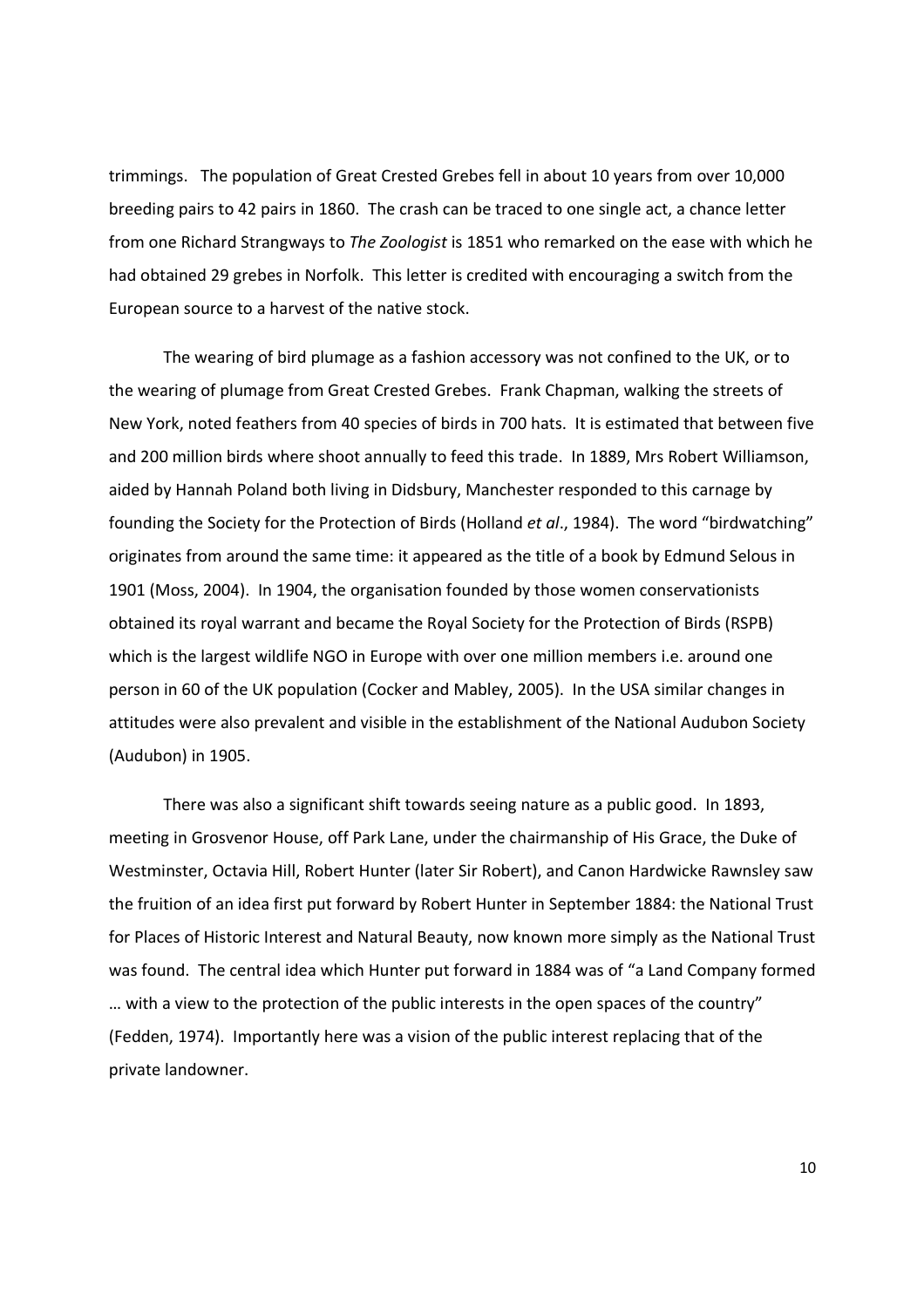trimmings. The population of Great Crested Grebes fell in about 10 years from over 10,000 breeding pairs to 42 pairs in 1860. The crash can be traced to one single act, a chance letter from one Richard Strangways to *The Zoologist* is 1851 who remarked on the ease with which he had obtained 29 grebes in Norfolk. This letter is credited with encouraging a switch from the European source to a harvest of the native stock.

The wearing of bird plumage as a fashion accessory was not confined to the UK, or to the wearing of plumage from Great Crested Grebes. Frank Chapman, walking the streets of New York, noted feathers from 40 species of birds in 700 hats. It is estimated that between five and 200 million birds where shoot annually to feed this trade. In 1889, Mrs Robert Williamson, aided by Hannah Poland both living in Didsbury, Manchester responded to this carnage by founding the Society for the Protection of Birds (Holland *et al*., 1984). The word "birdwatching" originates from around the same time: it appeared as the title of a book by Edmund Selous in 1901 (Moss, 2004). In 1904, the organisation founded by those women conservationists obtained its royal warrant and became the Royal Society for the Protection of Birds (RSPB) which is the largest wildlife NGO in Europe with over one million members i.e. around one person in 60 of the UK population (Cocker and Mabley, 2005). In the USA similar changes in attitudes were also prevalent and visible in the establishment of the National Audubon Society (Audubon) in 1905.

There was also a significant shift towards seeing nature as a public good. In 1893, meeting in Grosvenor House, off Park Lane, under the chairmanship of His Grace, the Duke of Westminster, Octavia Hill, Robert Hunter (later Sir Robert), and Canon Hardwicke Rawnsley saw the fruition of an idea first put forward by Robert Hunter in September 1884: the National Trust for Places of Historic Interest and Natural Beauty, now known more simply as the National Trust was found. The central idea which Hunter put forward in 1884 was of "a Land Company formed … with a view to the protection of the public interests in the open spaces of the country" (Fedden, 1974). Importantly here was a vision of the public interest replacing that of the private landowner.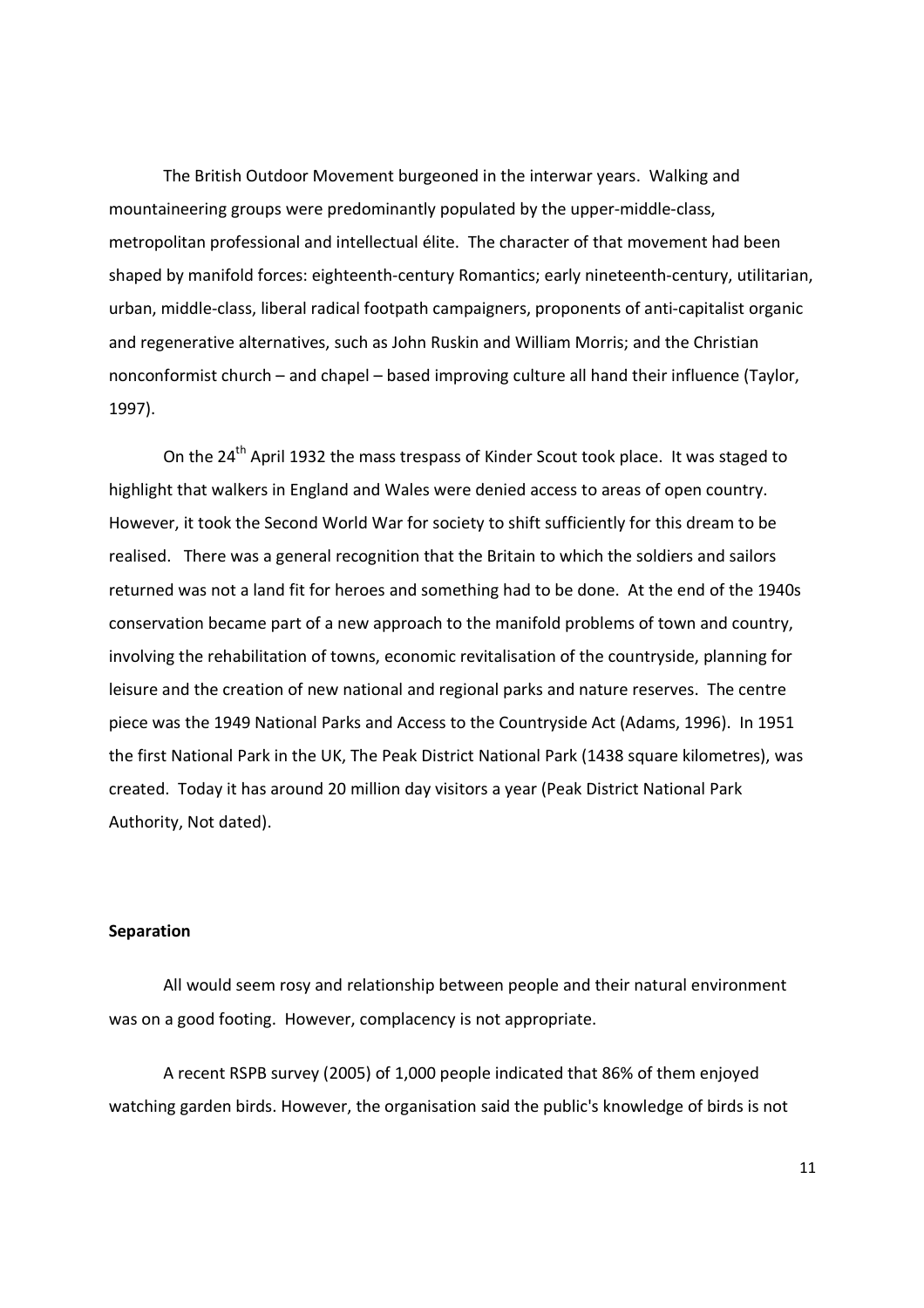The British Outdoor Movement burgeoned in the interwar years. Walking and mountaineering groups were predominantly populated by the upper-middle-class, metropolitan professional and intellectual élite. The character of that movement had been shaped by manifold forces: eighteenth-century Romantics; early nineteenth-century, utilitarian, urban, middle-class, liberal radical footpath campaigners, proponents of anti-capitalist organic and regenerative alternatives, such as John Ruskin and William Morris; and the Christian nonconformist church – and chapel – based improving culture all hand their influence (Taylor, 1997).

On the 24th April 1932 the mass trespass of Kinder Scout took place. It was staged to highlight that walkers in England and Wales were denied access to areas of open country. However, it took the Second World War for society to shift sufficiently for this dream to be realised. There was a general recognition that the Britain to which the soldiers and sailors returned was not a land fit for heroes and something had to be done. At the end of the 1940s conservation became part of a new approach to the manifold problems of town and country, involving the rehabilitation of towns, economic revitalisation of the countryside, planning for leisure and the creation of new national and regional parks and nature reserves. The centre piece was the 1949 National Parks and Access to the Countryside Act (Adams, 1996). In 1951 the first National Park in the UK, The Peak District National Park (1438 square kilometres), was created. Today it has around 20 million day visitors a year (Peak District National Park Authority, Not dated).

**Separation**

All would seem rosy and relationship between people and their natural environment was on a good footing. However, complacency is not appropriate.

A recent RSPB survey (2005) of 1,000 people indicated that 86% of them enjoyed watching garden birds. However, the organisation said the public's knowledge of birds is not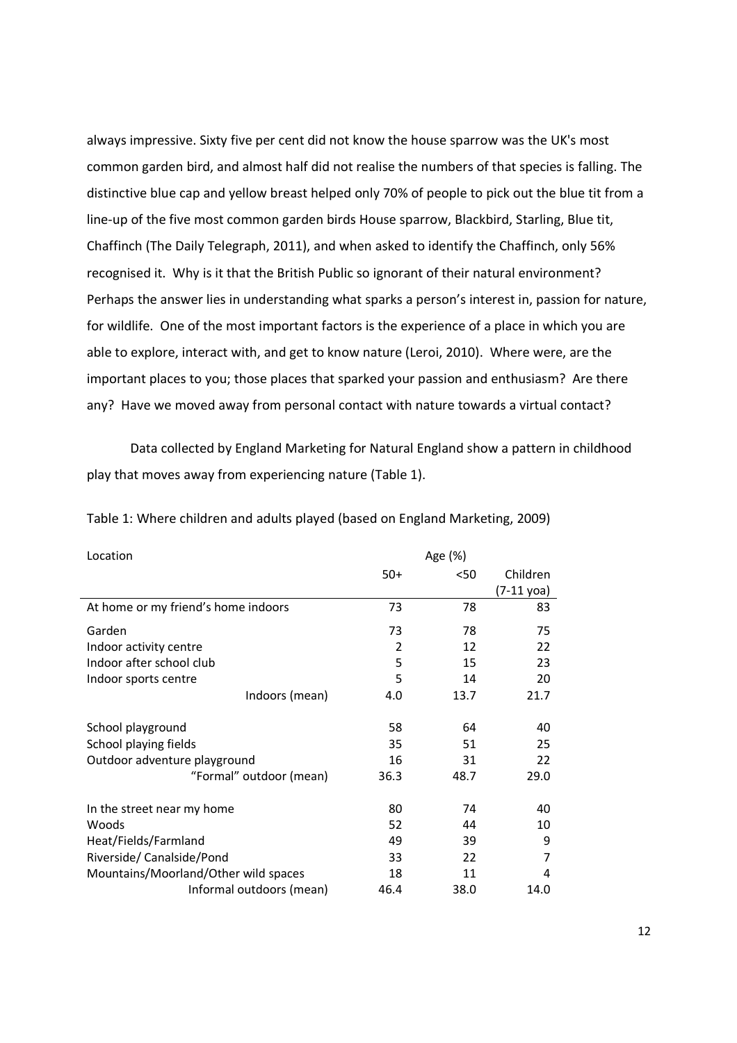always impressive. Sixty five per cent did not know the house sparrow was the UK's most common garden bird, and almost half did not realise the numbers of that species is falling. The distinctive blue cap and yellow breast helped only 70% of people to pick out the blue tit from a line-up of the five most common garden birds House sparrow, Blackbird, Starling, Blue tit, Chaffinch (The Daily Telegraph, 2011), and when asked to identify the Chaffinch, only 56% recognised it. Why is it that the British Public so ignorant of their natural environment? Perhaps the answer lies in understanding what sparks a person's interest in, passion for nature, for wildlife. One of the most important factors is the experience of a place in which you are able to explore, interact with, and get to know nature (Leroi, 2010). Where were, are the important places to you; those places that sparked your passion and enthusiasm? Are there any? Have we moved away from personal contact with nature towards a virtual contact?

Data collected by England Marketing for Natural England show a pattern in childhood play that moves away from experiencing nature (Table 1).

Table 1: Where children and adults played (based on England Marketing, 2009)

| Location | Age (%) | | |
|---|---|---|---|
| | 50+ | <50 | Children (7-11 yoa) |
| At home or my friend's home indoors | 73 | 78 | 83 |
| Garden | 73 | 78 | 75 |
| Indoor activity centre | 2 | 12 | 22 |
| Indoor after school club | 5 | 15 | 23 |
| Indoor sports centre | 5 | 14 | 20 |
| Indoors (mean) | 4.0 | 13.7 | 21.7 |
| School playground | 58 | 64 | 40 |
| School playing fields | 35 | 51 | 25 |
| Outdoor adventure playground | 16 | 31 | 22 |
| "Formal" outdoor (mean) | 36.3 | 48.7 | 29.0 |
| In the street near my home | 80 | 74 | 40 |
| Woods | 52 | 44 | 10 |
| Heat/Fields/Farmland | 49 | 39 | 9 |
| Riverside/ Canalside/Pond | 33 | 22 | 7 |
| Mountains/Moorland/Other wild spaces | 18 | 11 | 4 |
| Informal outdoors (mean) | 46.4 | 38.0 | 14.0 |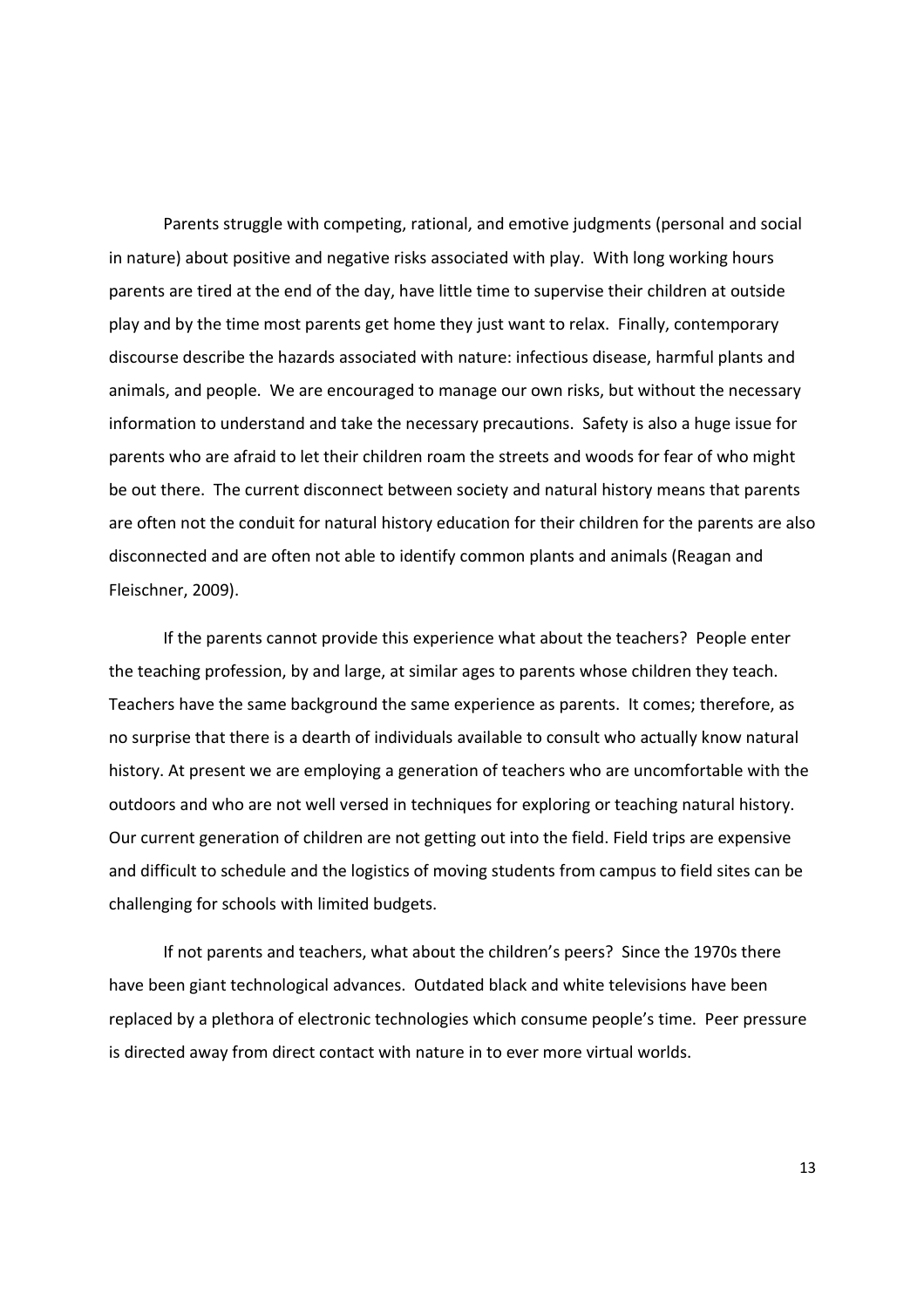Parents struggle with competing, rational, and emotive judgments (personal and social in nature) about positive and negative risks associated with play. With long working hours parents are tired at the end of the day, have little time to supervise their children at outside play and by the time most parents get home they just want to relax. Finally, contemporary discourse describe the hazards associated with nature: infectious disease, harmful plants and animals, and people. We are encouraged to manage our own risks, but without the necessary information to understand and take the necessary precautions. Safety is also a huge issue for parents who are afraid to let their children roam the streets and woods for fear of who might be out there. The current disconnect between society and natural history means that parents are often not the conduit for natural history education for their children for the parents are also disconnected and are often not able to identify common plants and animals (Reagan and Fleischner, 2009).

If the parents cannot provide this experience what about the teachers? People enter the teaching profession, by and large, at similar ages to parents whose children they teach. Teachers have the same background the same experience as parents. It comes; therefore, as no surprise that there is a dearth of individuals available to consult who actually know natural history. At present we are employing a generation of teachers who are uncomfortable with the outdoors and who are not well versed in techniques for exploring or teaching natural history. Our current generation of children are not getting out into the field. Field trips are expensive and difficult to schedule and the logistics of moving students from campus to field sites can be challenging for schools with limited budgets.

If not parents and teachers, what about the children's peers? Since the 1970s there have been giant technological advances. Outdated black and white televisions have been replaced by a plethora of electronic technologies which consume people's time. Peer pressure is directed away from direct contact with nature in to ever more virtual worlds.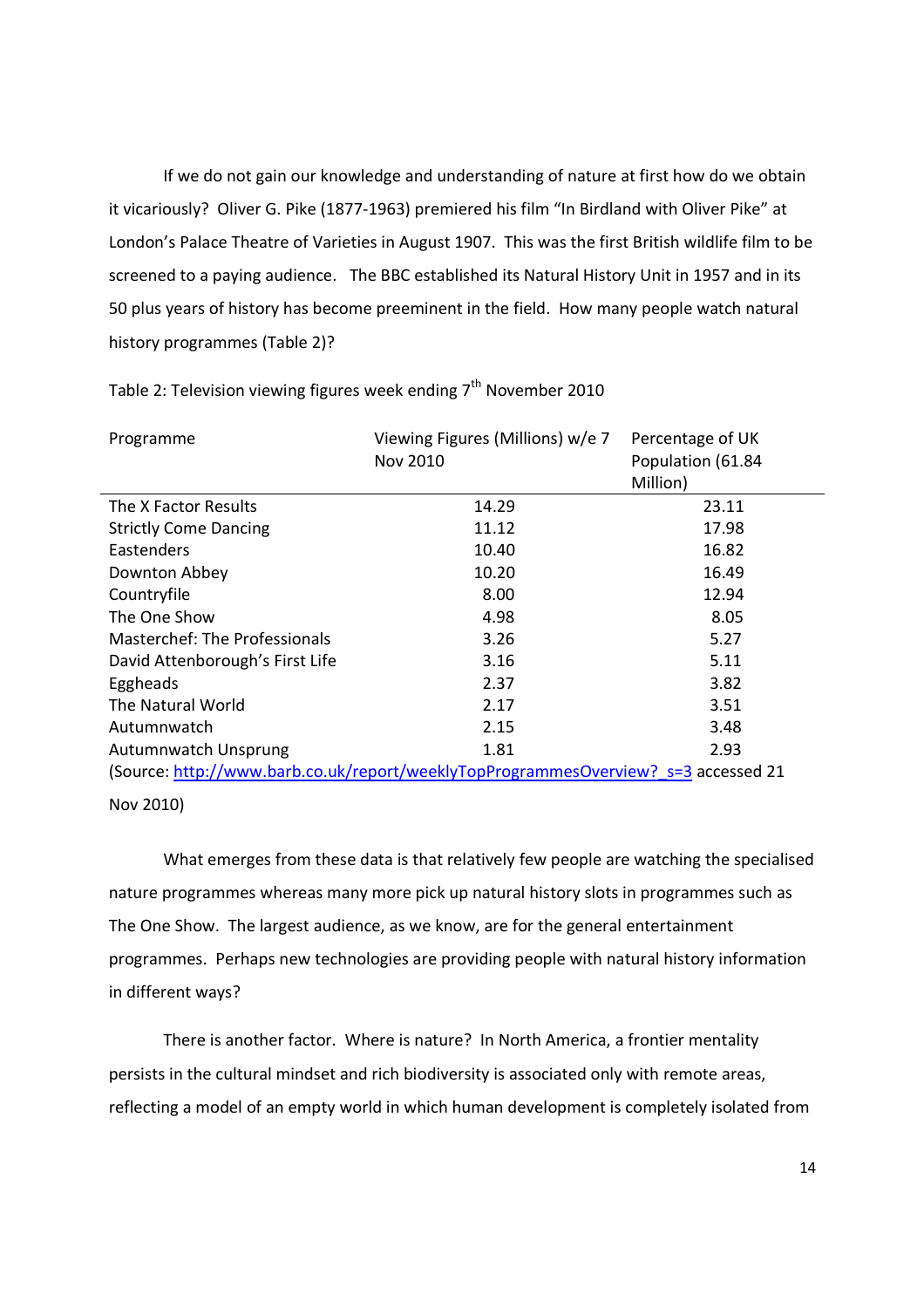If we do not gain our knowledge and understanding of nature at first how do we obtain it vicariously? Oliver G. Pike (1877-1963) premiered his film "In Birdland with Oliver Pike" at London's Palace Theatre of Varieties in August 1907. This was the first British wildlife film to be screened to a paying audience. The BBC established its Natural History Unit in 1957 and in its 50 plus years of history has become preeminent in the field. How many people watch natural history programmes (Table 2)?

Table 2: Television viewing figures week ending 7th November 2010

| Programme | Viewing Figures (Millions) w/e 7 Nov 2010 | Percentage of UK Population (61.84 Million) |
|---|---|---|
| The X Factor Results | 14.29 | 23.11 |
| Strictly Come Dancing | 11.12 | 17.98 |
| Eastenders | 10.40 | 16.82 |
| Downton Abbey | 10.20 | 16.49 |
| Countryfile | 8.00 | 12.94 |
| The One Show | 4.98 | 8.05 |
| Masterchef: The Professionals | 3.26 | 5.27 |
| David Attenborough's First Life | 3.16 | 5.11 |
| Eggheads | 2.37 | 3.82 |
| The Natural World | 2.17 | 3.51 |
| Autumnwatch | 2.15 | 3.48 |
| Autumnwatch Unsprung | 1.81 | 2.93 |

(Source: http://www.barb.co.uk/report/weeklyTopProgrammesOverview?_s=3 accessed 21 Nov 2010)

What emerges from these data is that relatively few people are watching the specialised nature programmes whereas many more pick up natural history slots in programmes such as The One Show. The largest audience, as we know, are for the general entertainment programmes. Perhaps new technologies are providing people with natural history information in different ways?

There is another factor. Where is nature? In North America, a frontier mentality persists in the cultural mindset and rich biodiversity is associated only with remote areas, reflecting a model of an empty world in which human development is completely isolated from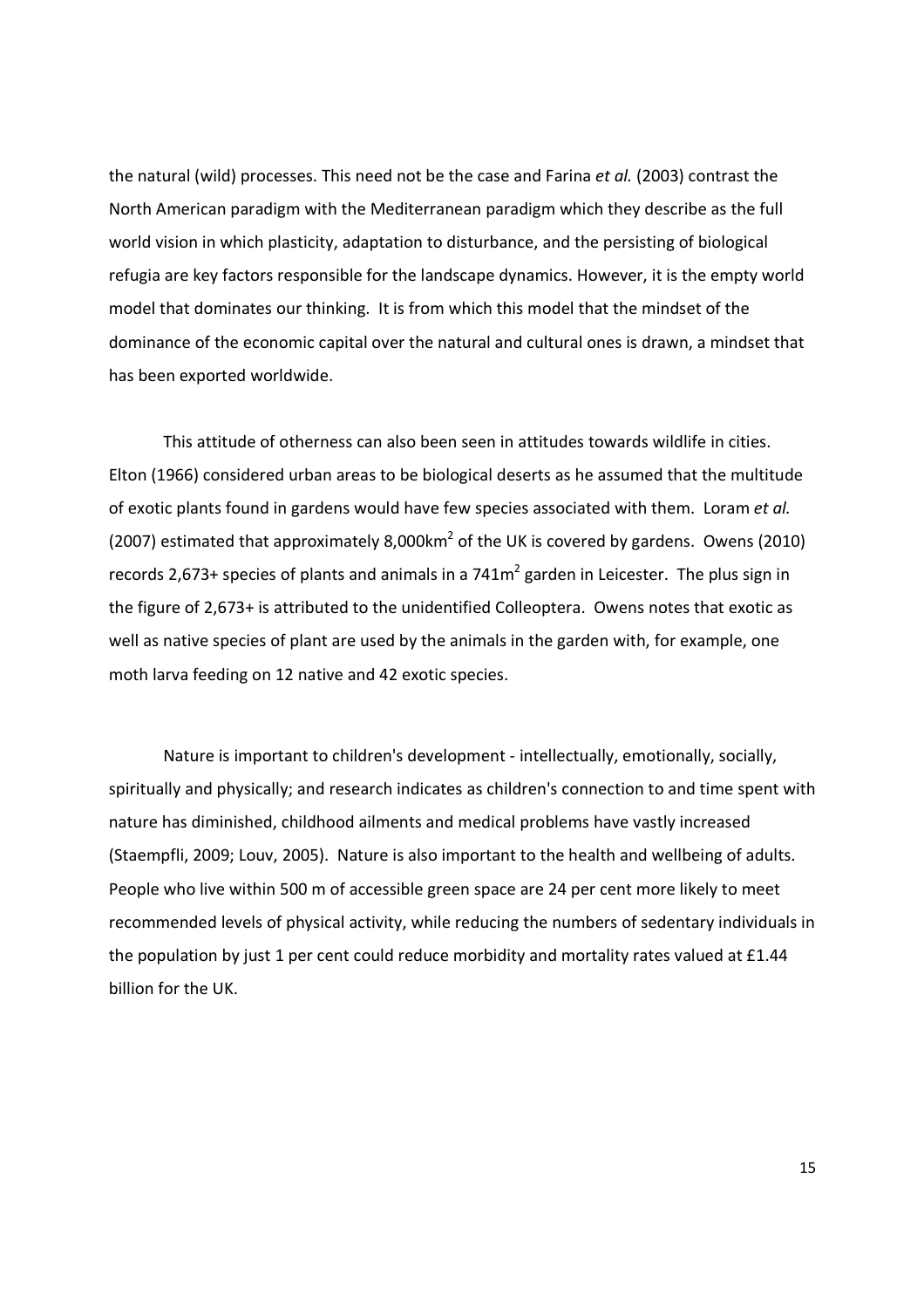the natural (wild) processes. This need not be the case and Farina *et al.* (2003) contrast the North American paradigm with the Mediterranean paradigm which they describe as the full world vision in which plasticity, adaptation to disturbance, and the persisting of biological refugia are key factors responsible for the landscape dynamics. However, it is the empty world model that dominates our thinking. It is from which this model that the mindset of the dominance of the economic capital over the natural and cultural ones is drawn, a mindset that has been exported worldwide.

This attitude of otherness can also been seen in attitudes towards wildlife in cities. Elton (1966) considered urban areas to be biological deserts as he assumed that the multitude of exotic plants found in gardens would have few species associated with them. Loram *et al.* (2007) estimated that approximately 8,000km$^2$ of the UK is covered by gardens. Owens (2010) records 2,673+ species of plants and animals in a 741m$^2$ garden in Leicester. The plus sign in the figure of 2,673+ is attributed to the unidentified Colleoptera. Owens notes that exotic as well as native species of plant are used by the animals in the garden with, for example, one moth larva feeding on 12 native and 42 exotic species.

Nature is important to children's development - intellectually, emotionally, socially, spiritually and physically; and research indicates as children's connection to and time spent with nature has diminished, childhood ailments and medical problems have vastly increased (Staempfli, 2009; Louv, 2005). Nature is also important to the health and wellbeing of adults. People who live within 500 m of accessible green space are 24 per cent more likely to meet recommended levels of physical activity, while reducing the numbers of sedentary individuals in the population by just 1 per cent could reduce morbidity and mortality rates valued at £1.44 billion for the UK.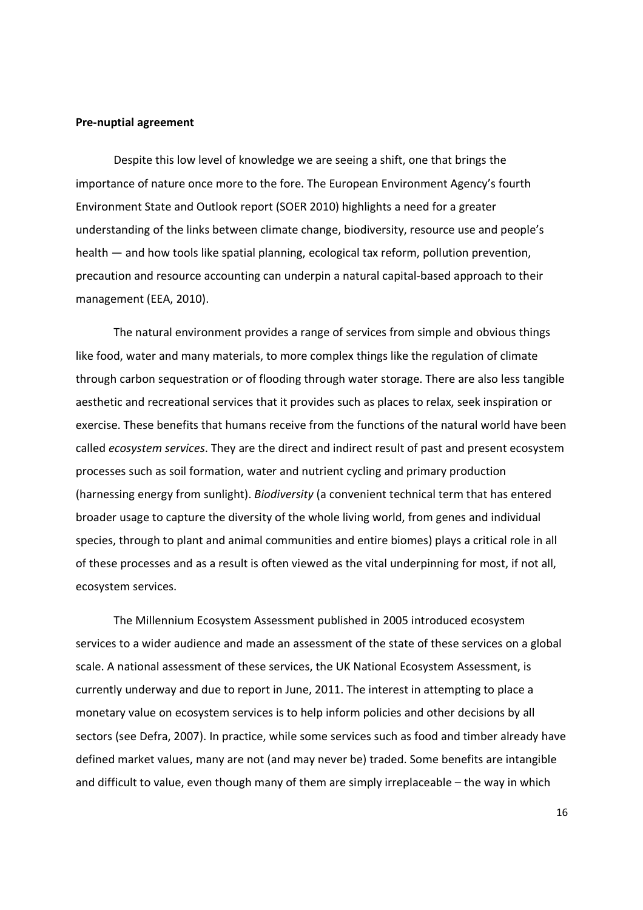**Pre-nuptial agreement**

Despite this low level of knowledge we are seeing a shift, one that brings the importance of nature once more to the fore. The European Environment Agency's fourth Environment State and Outlook report (SOER 2010) highlights a need for a greater understanding of the links between climate change, biodiversity, resource use and people's health — and how tools like spatial planning, ecological tax reform, pollution prevention, precaution and resource accounting can underpin a natural capital-based approach to their management (EEA, 2010).

The natural environment provides a range of services from simple and obvious things like food, water and many materials, to more complex things like the regulation of climate through carbon sequestration or of flooding through water storage. There are also less tangible aesthetic and recreational services that it provides such as places to relax, seek inspiration or exercise. These benefits that humans receive from the functions of the natural world have been called *ecosystem services*. They are the direct and indirect result of past and present ecosystem processes such as soil formation, water and nutrient cycling and primary production (harnessing energy from sunlight). *Biodiversity* (a convenient technical term that has entered broader usage to capture the diversity of the whole living world, from genes and individual species, through to plant and animal communities and entire biomes) plays a critical role in all of these processes and as a result is often viewed as the vital underpinning for most, if not all, ecosystem services.

The Millennium Ecosystem Assessment published in 2005 introduced ecosystem services to a wider audience and made an assessment of the state of these services on a global scale. A national assessment of these services, the UK National Ecosystem Assessment, is currently underway and due to report in June, 2011. The interest in attempting to place a monetary value on ecosystem services is to help inform policies and other decisions by all sectors (see Defra, 2007). In practice, while some services such as food and timber already have defined market values, many are not (and may never be) traded. Some benefits are intangible and difficult to value, even though many of them are simply irreplaceable – the way in which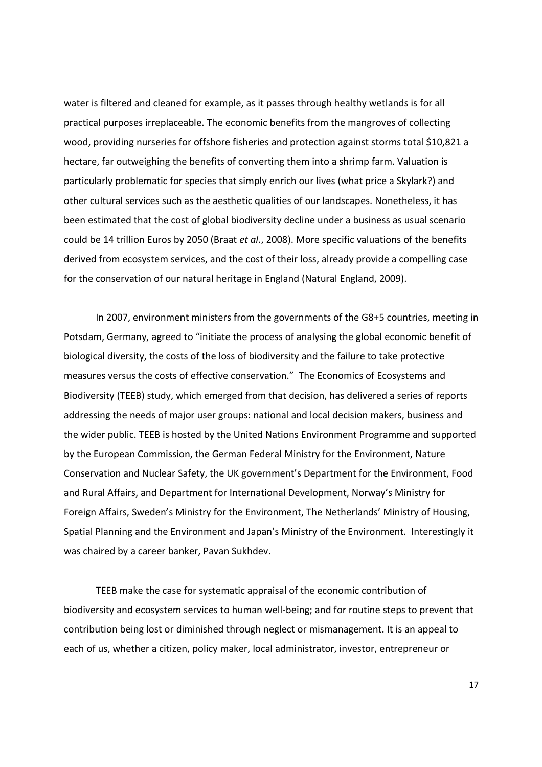water is filtered and cleaned for example, as it passes through healthy wetlands is for all practical purposes irreplaceable. The economic benefits from the mangroves of collecting wood, providing nurseries for offshore fisheries and protection against storms total $10,821 a hectare, far outweighing the benefits of converting them into a shrimp farm. Valuation is particularly problematic for species that simply enrich our lives (what price a Skylark?) and other cultural services such as the aesthetic qualities of our landscapes. Nonetheless, it has been estimated that the cost of global biodiversity decline under a business as usual scenario could be 14 trillion Euros by 2050 (Braat *et al*., 2008). More specific valuations of the benefits derived from ecosystem services, and the cost of their loss, already provide a compelling case for the conservation of our natural heritage in England (Natural England, 2009).

In 2007, environment ministers from the governments of the G8+5 countries, meeting in Potsdam, Germany, agreed to "initiate the process of analysing the global economic benefit of biological diversity, the costs of the loss of biodiversity and the failure to take protective measures versus the costs of effective conservation." The Economics of Ecosystems and Biodiversity (TEEB) study, which emerged from that decision, has delivered a series of reports addressing the needs of major user groups: national and local decision makers, business and the wider public. TEEB is hosted by the United Nations Environment Programme and supported by the European Commission, the German Federal Ministry for the Environment, Nature Conservation and Nuclear Safety, the UK government's Department for the Environment, Food and Rural Affairs, and Department for International Development, Norway's Ministry for Foreign Affairs, Sweden's Ministry for the Environment, The Netherlands' Ministry of Housing, Spatial Planning and the Environment and Japan's Ministry of the Environment. Interestingly it was chaired by a career banker, Pavan Sukhdev.

TEEB make the case for systematic appraisal of the economic contribution of biodiversity and ecosystem services to human well-being; and for routine steps to prevent that contribution being lost or diminished through neglect or mismanagement. It is an appeal to each of us, whether a citizen, policy maker, local administrator, investor, entrepreneur or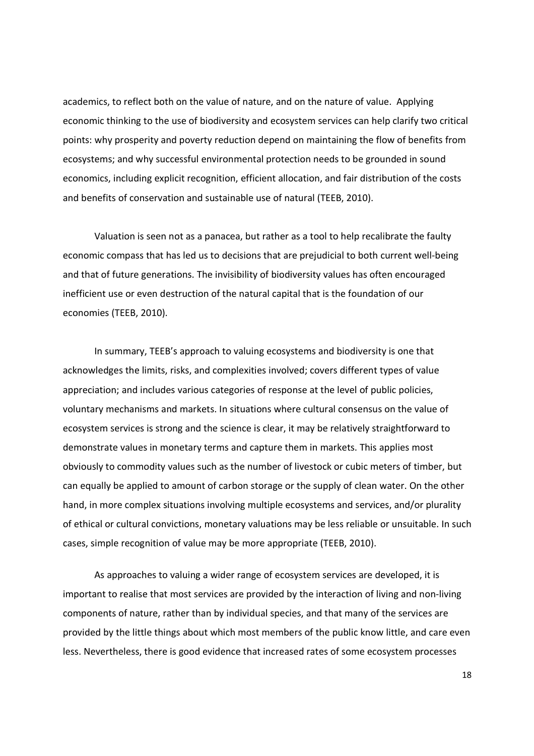academics, to reflect both on the value of nature, and on the nature of value. Applying economic thinking to the use of biodiversity and ecosystem services can help clarify two critical points: why prosperity and poverty reduction depend on maintaining the flow of benefits from ecosystems; and why successful environmental protection needs to be grounded in sound economics, including explicit recognition, efficient allocation, and fair distribution of the costs and benefits of conservation and sustainable use of natural (TEEB, 2010).

Valuation is seen not as a panacea, but rather as a tool to help recalibrate the faulty economic compass that has led us to decisions that are prejudicial to both current well-being and that of future generations. The invisibility of biodiversity values has often encouraged inefficient use or even destruction of the natural capital that is the foundation of our economies (TEEB, 2010).

In summary, TEEB's approach to valuing ecosystems and biodiversity is one that acknowledges the limits, risks, and complexities involved; covers different types of value appreciation; and includes various categories of response at the level of public policies, voluntary mechanisms and markets. In situations where cultural consensus on the value of ecosystem services is strong and the science is clear, it may be relatively straightforward to demonstrate values in monetary terms and capture them in markets. This applies most obviously to commodity values such as the number of livestock or cubic meters of timber, but can equally be applied to amount of carbon storage or the supply of clean water. On the other hand, in more complex situations involving multiple ecosystems and services, and/or plurality of ethical or cultural convictions, monetary valuations may be less reliable or unsuitable. In such cases, simple recognition of value may be more appropriate (TEEB, 2010).

As approaches to valuing a wider range of ecosystem services are developed, it is important to realise that most services are provided by the interaction of living and non-living components of nature, rather than by individual species, and that many of the services are provided by the little things about which most members of the public know little, and care even less. Nevertheless, there is good evidence that increased rates of some ecosystem processes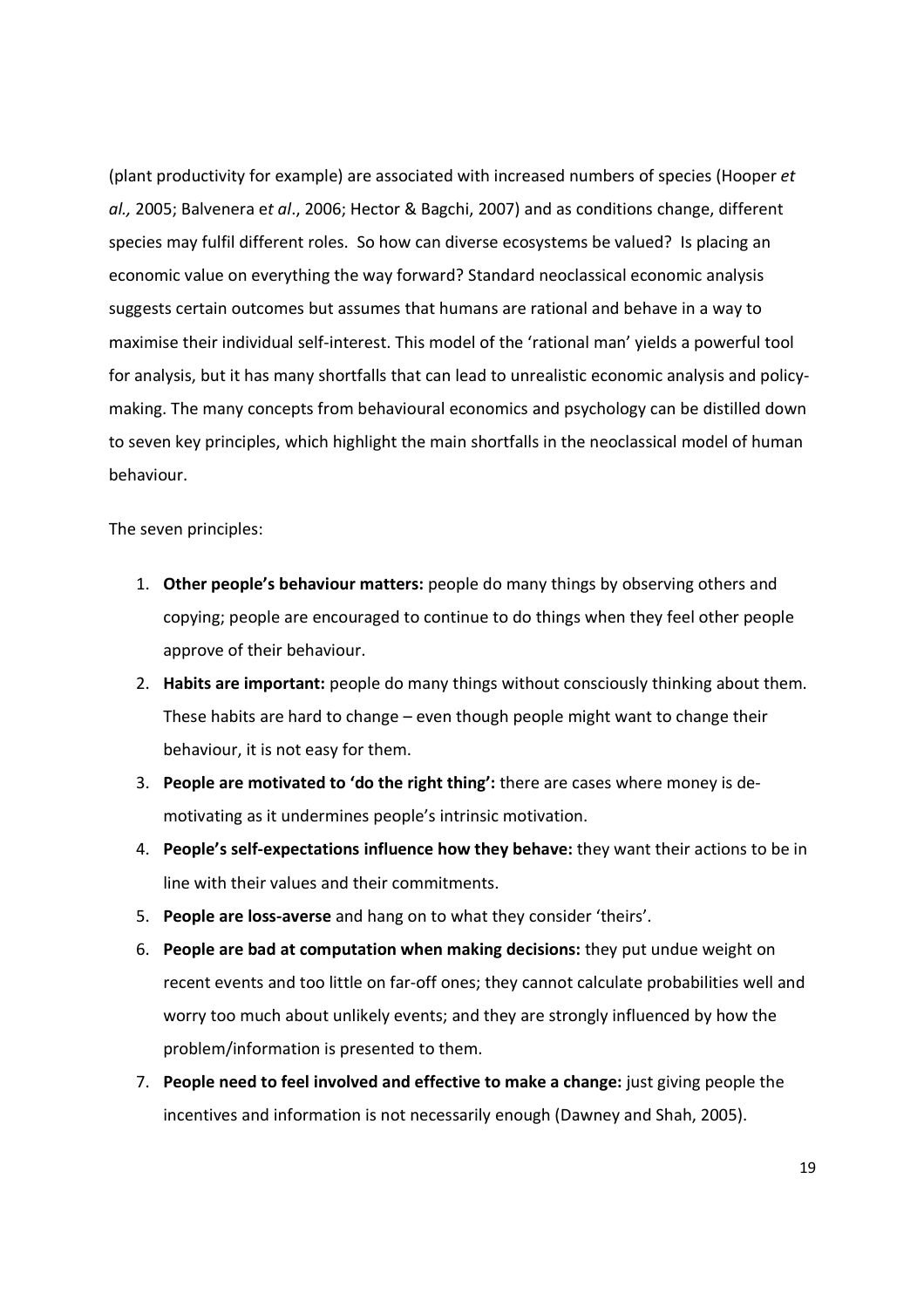(plant productivity for example) are associated with increased numbers of species (Hooper *et al.,* 2005; Balvenera e*t al*., 2006; Hector & Bagchi, 2007) and as conditions change, different species may fulfil different roles. So how can diverse ecosystems be valued? Is placing an economic value on everything the way forward? Standard neoclassical economic analysis suggests certain outcomes but assumes that humans are rational and behave in a way to maximise their individual self-interest. This model of the 'rational man' yields a powerful tool for analysis, but it has many shortfalls that can lead to unrealistic economic analysis and policy-making. The many concepts from behavioural economics and psychology can be distilled down to seven key principles, which highlight the main shortfalls in the neoclassical model of human behaviour.

The seven principles:

1. **Other people's behaviour matters:** people do many things by observing others and copying; people are encouraged to continue to do things when they feel other people approve of their behaviour.
2. **Habits are important:** people do many things without consciously thinking about them. These habits are hard to change – even though people might want to change their behaviour, it is not easy for them.
3. **People are motivated to 'do the right thing':** there are cases where money is de-motivating as it undermines people's intrinsic motivation.
4. **People's self-expectations influence how they behave:** they want their actions to be in line with their values and their commitments.
5. **People are loss-averse** and hang on to what they consider 'theirs'.
6. **People are bad at computation when making decisions:** they put undue weight on recent events and too little on far-off ones; they cannot calculate probabilities well and worry too much about unlikely events; and they are strongly influenced by how the problem/information is presented to them.
7. **People need to feel involved and effective to make a change:** just giving people the incentives and information is not necessarily enough (Dawney and Shah, 2005).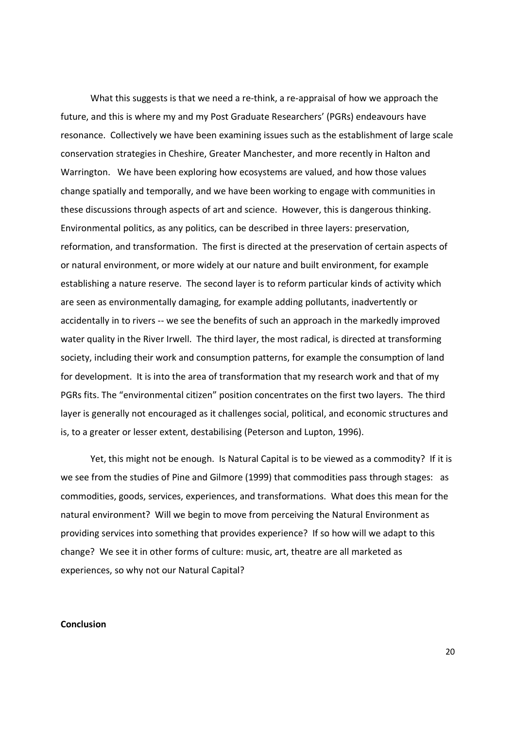What this suggests is that we need a re-think, a re-appraisal of how we approach the future, and this is where my and my Post Graduate Researchers' (PGRs) endeavours have resonance. Collectively we have been examining issues such as the establishment of large scale conservation strategies in Cheshire, Greater Manchester, and more recently in Halton and Warrington. We have been exploring how ecosystems are valued, and how those values change spatially and temporally, and we have been working to engage with communities in these discussions through aspects of art and science. However, this is dangerous thinking. Environmental politics, as any politics, can be described in three layers: preservation, reformation, and transformation. The first is directed at the preservation of certain aspects of or natural environment, or more widely at our nature and built environment, for example establishing a nature reserve. The second layer is to reform particular kinds of activity which are seen as environmentally damaging, for example adding pollutants, inadvertently or accidentally in to rivers -- we see the benefits of such an approach in the markedly improved water quality in the River Irwell. The third layer, the most radical, is directed at transforming society, including their work and consumption patterns, for example the consumption of land for development. It is into the area of transformation that my research work and that of my PGRs fits. The "environmental citizen" position concentrates on the first two layers. The third layer is generally not encouraged as it challenges social, political, and economic structures and is, to a greater or lesser extent, destabilising (Peterson and Lupton, 1996).

Yet, this might not be enough. Is Natural Capital is to be viewed as a commodity? If it is we see from the studies of Pine and Gilmore (1999) that commodities pass through stages: as commodities, goods, services, experiences, and transformations. What does this mean for the natural environment? Will we begin to move from perceiving the Natural Environment as providing services into something that provides experience? If so how will we adapt to this change? We see it in other forms of culture: music, art, theatre are all marketed as experiences, so why not our Natural Capital?

**Conclusion**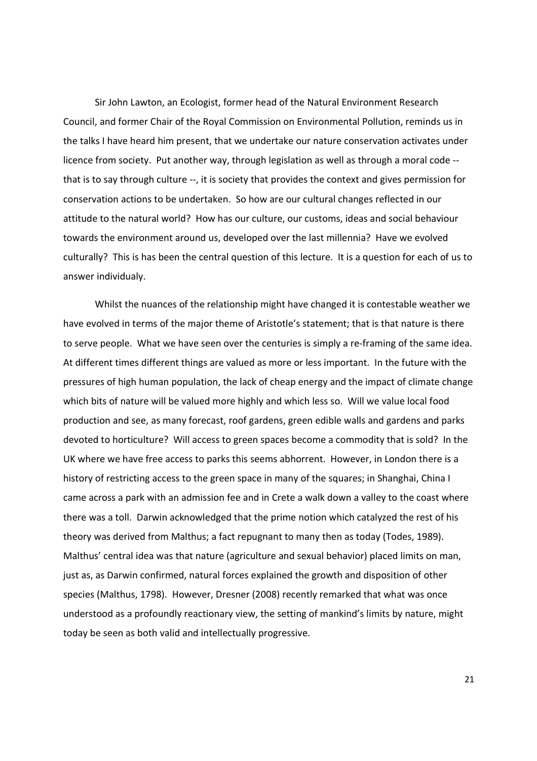Sir John Lawton, an Ecologist, former head of the Natural Environment Research Council, and former Chair of the Royal Commission on Environmental Pollution, reminds us in the talks I have heard him present, that we undertake our nature conservation activates under licence from society. Put another way, through legislation as well as through a moral code -- that is to say through culture --, it is society that provides the context and gives permission for conservation actions to be undertaken. So how are our cultural changes reflected in our attitude to the natural world? How has our culture, our customs, ideas and social behaviour towards the environment around us, developed over the last millennia? Have we evolved culturally? This is has been the central question of this lecture. It is a question for each of us to answer individualy.

Whilst the nuances of the relationship might have changed it is contestable weather we have evolved in terms of the major theme of Aristotle's statement; that is that nature is there to serve people. What we have seen over the centuries is simply a re-framing of the same idea. At different times different things are valued as more or less important. In the future with the pressures of high human population, the lack of cheap energy and the impact of climate change which bits of nature will be valued more highly and which less so. Will we value local food production and see, as many forecast, roof gardens, green edible walls and gardens and parks devoted to horticulture? Will access to green spaces become a commodity that is sold? In the UK where we have free access to parks this seems abhorrent. However, in London there is a history of restricting access to the green space in many of the squares; in Shanghai, China I came across a park with an admission fee and in Crete a walk down a valley to the coast where there was a toll. Darwin acknowledged that the prime notion which catalyzed the rest of his theory was derived from Malthus; a fact repugnant to many then as today (Todes, 1989). Malthus' central idea was that nature (agriculture and sexual behavior) placed limits on man, just as, as Darwin confirmed, natural forces explained the growth and disposition of other species (Malthus, 1798). However, Dresner (2008) recently remarked that what was once understood as a profoundly reactionary view, the setting of mankind's limits by nature, might today be seen as both valid and intellectually progressive.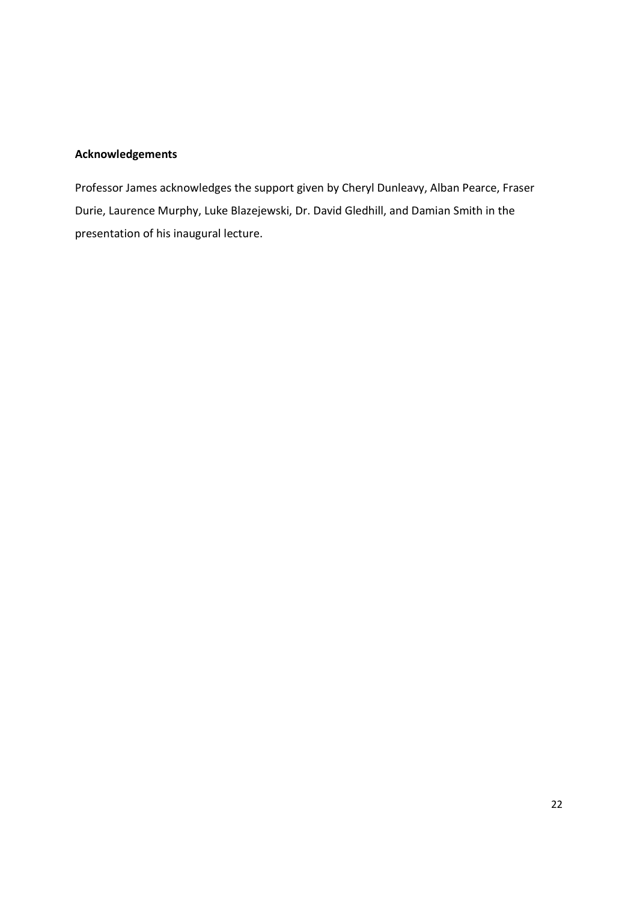**Acknowledgements**

Professor James acknowledges the support given by Cheryl Dunleavy, Alban Pearce, Fraser Durie, Laurence Murphy, Luke Blazejewski, Dr. David Gledhill, and Damian Smith in the presentation of his inaugural lecture.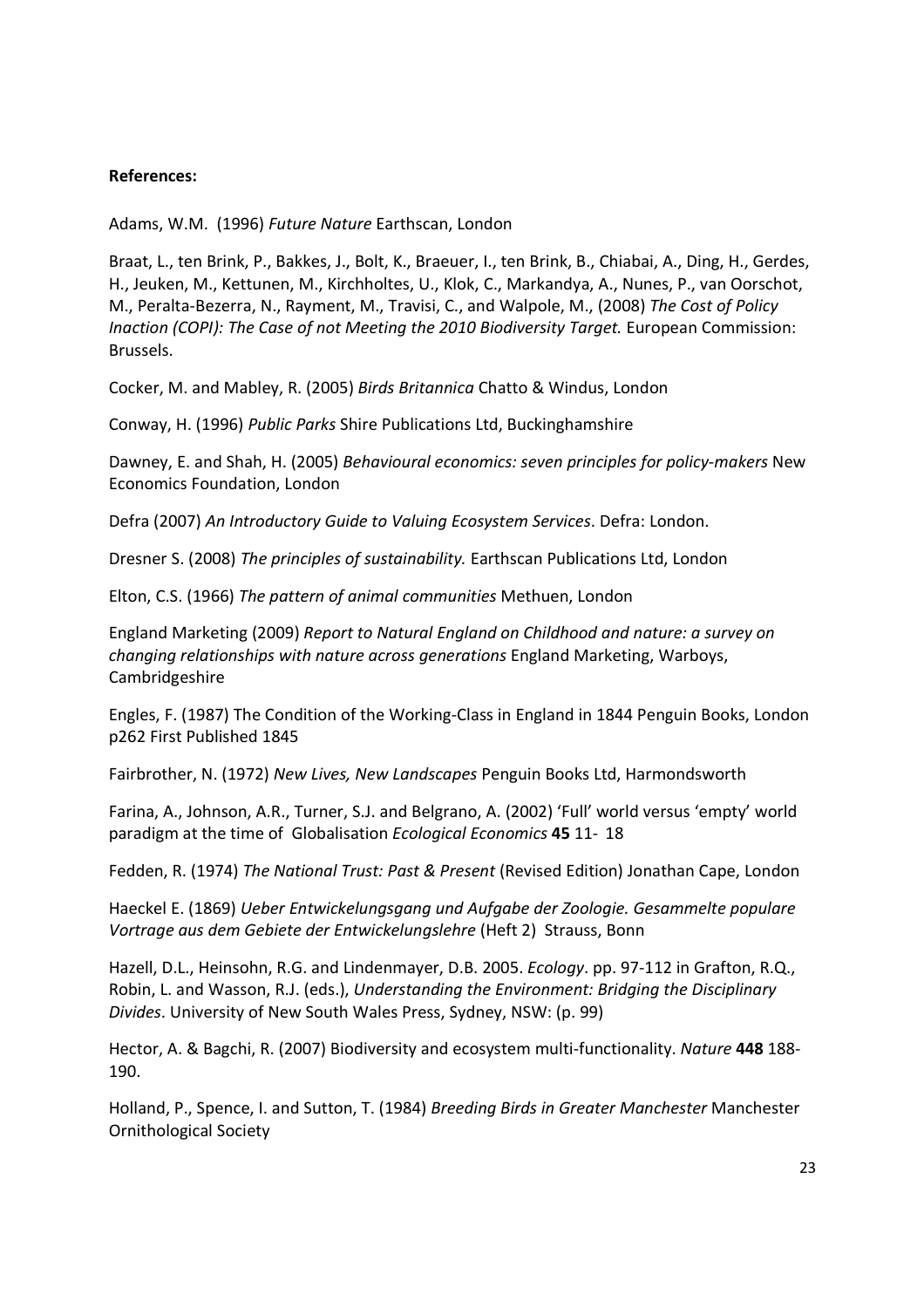**References:**

Adams, W.M. (1996) *Future Nature* Earthscan, London

Braat, L., ten Brink, P., Bakkes, J., Bolt, K., Braeuer, I., ten Brink, B., Chiabai, A., Ding, H., Gerdes, H., Jeuken, M., Kettunen, M., Kirchholtes, U., Klok, C., Markandya, A., Nunes, P., van Oorschot, M., Peralta-Bezerra, N., Rayment, M., Travisi, C., and Walpole, M., (2008) *The Cost of Policy Inaction (COPI): The Case of not Meeting the 2010 Biodiversity Target.* European Commission: Brussels.

Cocker, M. and Mabley, R. (2005) *Birds Britannica* Chatto & Windus, London

Conway, H. (1996) *Public Parks* Shire Publications Ltd, Buckinghamshire

Dawney, E. and Shah, H. (2005) *Behavioural economics: seven principles for policy-makers* New Economics Foundation, London

Defra (2007) *An Introductory Guide to Valuing Ecosystem Services*. Defra: London.

Dresner S. (2008) *The principles of sustainability.* Earthscan Publications Ltd, London

Elton, C.S. (1966) *The pattern of animal communities* Methuen, London

England Marketing (2009) *Report to Natural England on Childhood and nature: a survey on changing relationships with nature across generations* England Marketing, Warboys, Cambridgeshire

Engles, F. (1987) The Condition of the Working-Class in England in 1844 Penguin Books, London p262 First Published 1845

Fairbrother, N. (1972) *New Lives, New Landscapes* Penguin Books Ltd, Harmondsworth

Farina, A., Johnson, A.R., Turner, S.J. and Belgrano, A. (2002) 'Full' world versus 'empty' world paradigm at the time of Globalisation *Ecological Economics* **45** 11- 18

Fedden, R. (1974) *The National Trust: Past & Present* (Revised Edition) Jonathan Cape, London

Haeckel E. (1869) *Ueber Entwickelungsgang und Aufgabe der Zoologie. Gesammelte populare Vortrage aus dem Gebiete der Entwickelungslehre* (Heft 2) Strauss, Bonn

Hazell, D.L., Heinsohn, R.G. and Lindenmayer, D.B. 2005. *Ecology*. pp. 97-112 in Grafton, R.Q., Robin, L. and Wasson, R.J. (eds.), *Understanding the Environment: Bridging the Disciplinary Divides*. University of New South Wales Press, Sydney, NSW: (p. 99)

Hector, A. & Bagchi, R. (2007) Biodiversity and ecosystem multi-functionality. *Nature* **448** 188-190.

Holland, P., Spence, I. and Sutton, T. (1984) *Breeding Birds in Greater Manchester* Manchester Ornithological Society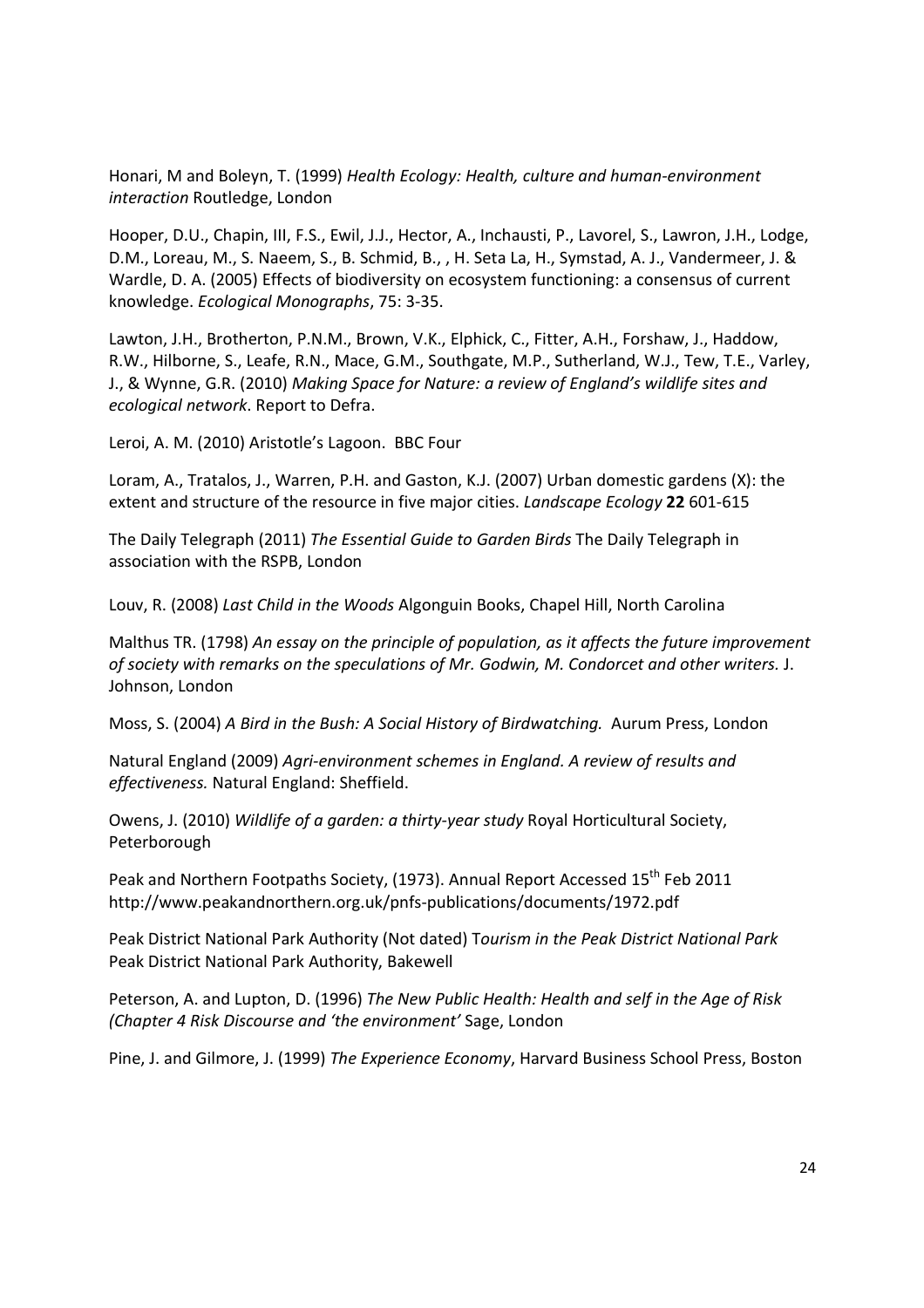Honari, M and Boleyn, T. (1999) *Health Ecology: Health, culture and human-environment interaction* Routledge, London

Hooper, D.U., Chapin, III, F.S., Ewil, J.J., Hector, A., Inchausti, P., Lavorel, S., Lawron, J.H., Lodge, D.M., Loreau, M., S. Naeem, S., B. Schmid, B., , H. Seta La, H., Symstad, A. J., Vandermeer, J. & Wardle, D. A. (2005) Effects of biodiversity on ecosystem functioning: a consensus of current knowledge. *Ecological Monographs*, 75: 3-35.

Lawton, J.H., Brotherton, P.N.M., Brown, V.K., Elphick, C., Fitter, A.H., Forshaw, J., Haddow, R.W., Hilborne, S., Leafe, R.N., Mace, G.M., Southgate, M.P., Sutherland, W.J., Tew, T.E., Varley, J., & Wynne, G.R. (2010) *Making Space for Nature: a review of England's wildlife sites and ecological network*. Report to Defra.

Leroi, A. M. (2010) Aristotle's Lagoon. BBC Four

Loram, A., Tratalos, J., Warren, P.H. and Gaston, K.J. (2007) Urban domestic gardens (X): the extent and structure of the resource in five major cities. *Landscape Ecology* **22** 601-615

The Daily Telegraph (2011) *The Essential Guide to Garden Birds* The Daily Telegraph in association with the RSPB, London

Louv, R. (2008) *Last Child in the Woods* Algonguin Books, Chapel Hill, North Carolina

Malthus TR. (1798) *An essay on the principle of population, as it affects the future improvement of society with remarks on the speculations of Mr. Godwin, M. Condorcet and other writers.* J. Johnson, London

Moss, S. (2004) *A Bird in the Bush: A Social History of Birdwatching.* Aurum Press, London

Natural England (2009) *Agri-environment schemes in England. A review of results and effectiveness.* Natural England: Sheffield.

Owens, J. (2010) *Wildlife of a garden: a thirty-year study* Royal Horticultural Society, Peterborough

Peak and Northern Footpaths Society, (1973). Annual Report Accessed 15th Feb 2011 http://www.peakandnorthern.org.uk/pnfs-publications/documents/1972.pdf

Peak District National Park Authority (Not dated) T*ourism in the Peak District National Park* Peak District National Park Authority, Bakewell

Peterson, A. and Lupton, D. (1996) *The New Public Health: Health and self in the Age of Risk (Chapter 4 Risk Discourse and 'the environment'* Sage, London

Pine, J. and Gilmore, J. (1999) *The Experience Economy*, Harvard Business School Press, Boston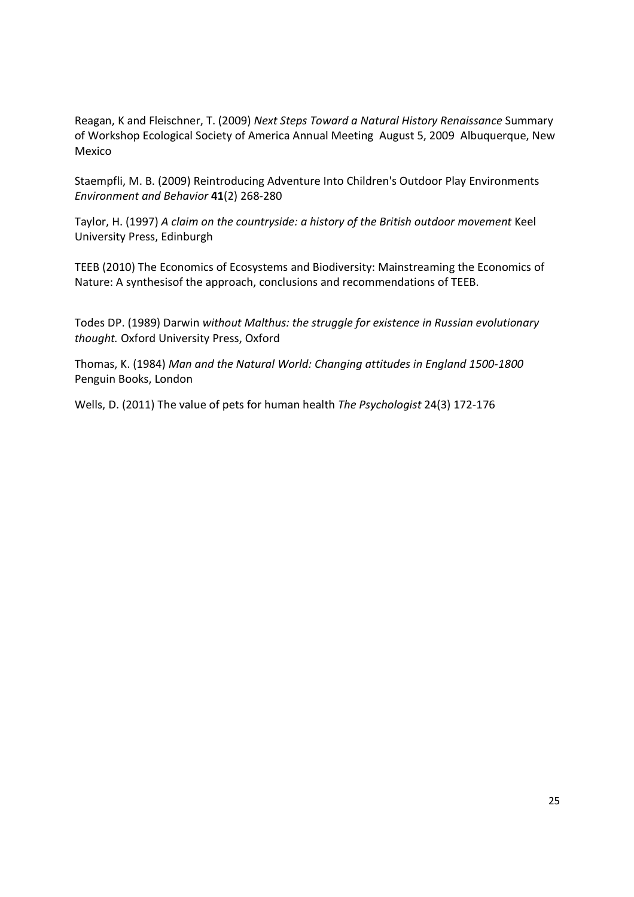Reagan, K and Fleischner, T. (2009) *Next Steps Toward a Natural History Renaissance* Summary of Workshop Ecological Society of America Annual Meeting August 5, 2009 Albuquerque, New Mexico

Staempfli, M. B. (2009) Reintroducing Adventure Into Children's Outdoor Play Environments *Environment and Behavior* **41**(2) 268-280

Taylor, H. (1997) *A claim on the countryside: a history of the British outdoor movement* Keel University Press, Edinburgh

TEEB (2010) The Economics of Ecosystems and Biodiversity: Mainstreaming the Economics of Nature: A synthesisof the approach, conclusions and recommendations of TEEB.

Todes DP. (1989) Darwin *without Malthus: the struggle for existence in Russian evolutionary thought.* Oxford University Press, Oxford

Thomas, K. (1984) *Man and the Natural World: Changing attitudes in England 1500-1800* Penguin Books, London

Wells, D. (2011) The value of pets for human health *The Psychologist* 24(3) 172-176